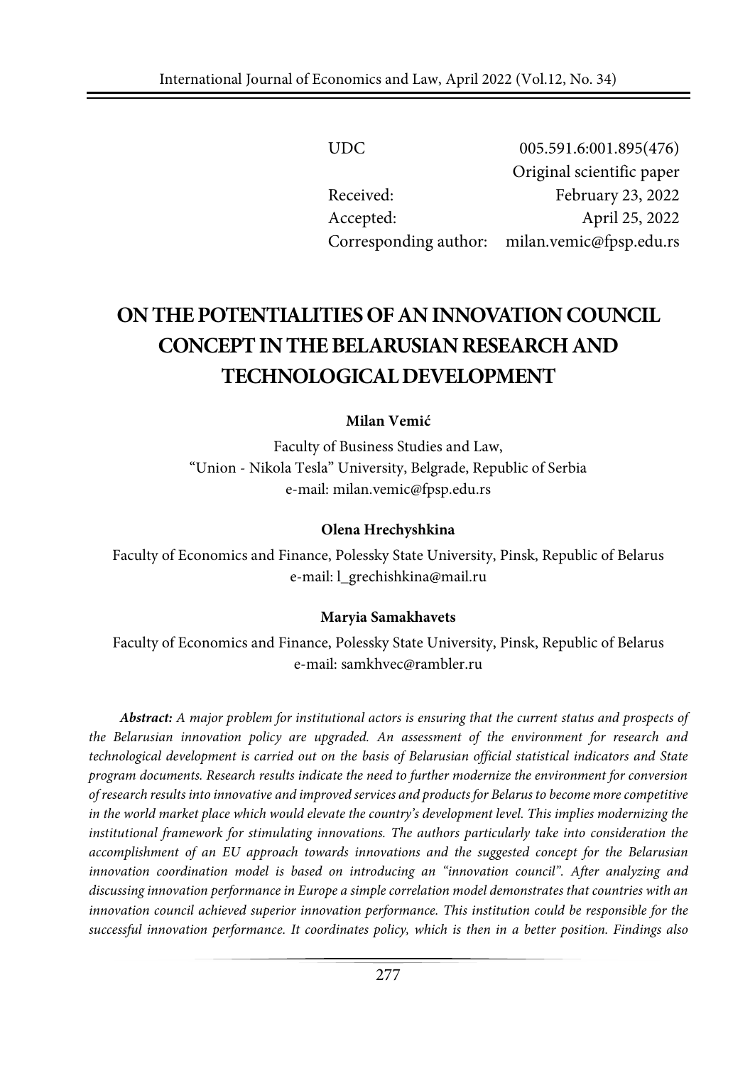| | |
|---|---|
| UDC | 005.591.6:001.895(476) |
| | Original scientific paper |
| Received: | February 23, 2022 |
| Accepted: | April 25, 2022 |
| Corresponding author: | milan.vemic@fpsp.edu.rs |

# ON THE POTENTIALITIES OF AN INNOVATION COUNCIL CONCEPT IN THE BELARUSIAN RESEARCH AND TECHNOLOGICAL DEVELOPMENT

**Milan Vemić**

Faculty of Business Studies and Law,
"Union - Nikola Tesla" University, Belgrade, Republic of Serbia
e-mail: milan.vemic@fpsp.edu.rs

**Olena Hrechyshkina**

Faculty of Economics and Finance, Polessky State University, Pinsk, Republic of Belarus
e-mail: l_grechishkina@mail.ru

**Maryia Samakhavets**

Faculty of Economics and Finance, Polessky State University, Pinsk, Republic of Belarus
e-mail: samkhvec@rambler.ru

***Abstract:*** *A major problem for institutional actors is ensuring that the current status and prospects of the Belarusian innovation policy are upgraded. An assessment of the environment for research and technological development is carried out on the basis of Belarusian official statistical indicators and State program documents. Research results indicate the need to further modernize the environment for conversion of research results into innovative and improved services and products for Belarus to become more competitive in the world market place which would elevate the country's development level. This implies modernizing the institutional framework for stimulating innovations. The authors particularly take into consideration the accomplishment of an EU approach towards innovations and the suggested concept for the Belarusian innovation coordination model is based on introducing an "innovation council". After analyzing and discussing innovation performance in Europe a simple correlation model demonstrates that countries with an innovation council achieved superior innovation performance. This institution could be responsible for the successful innovation performance. It coordinates policy, which is then in a better position. Findings also*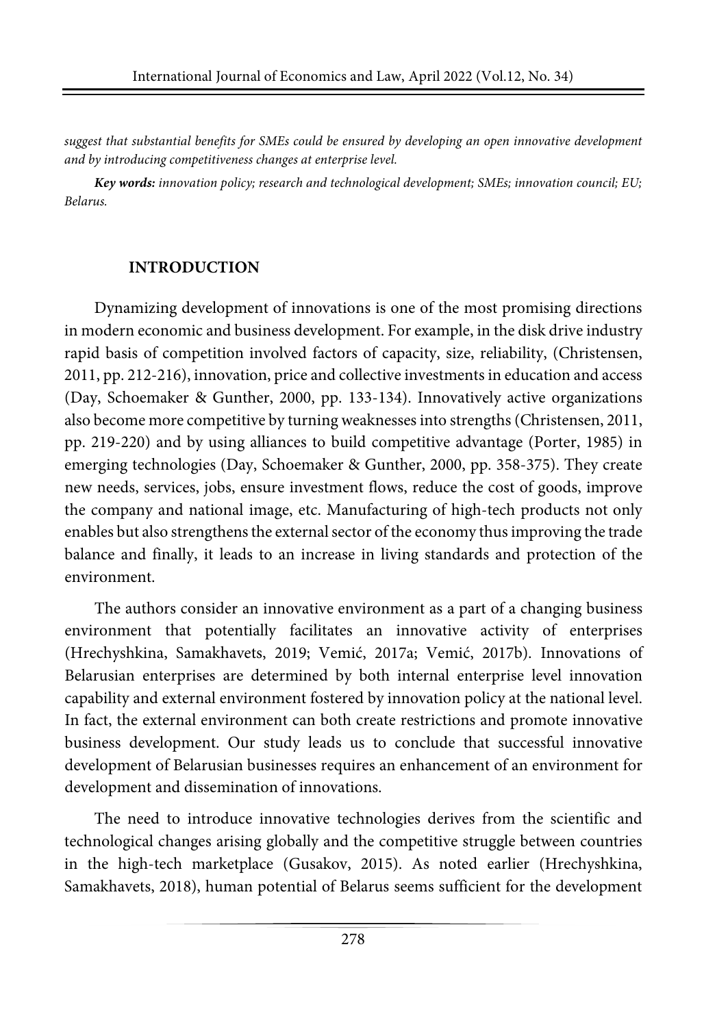*suggest that substantial benefits for SMEs could be ensured by developing an open innovative development and by introducing competitiveness changes at enterprise level.*

***Key words:*** *innovation policy; research and technological development; SMEs; innovation council; EU; Belarus.*

## INTRODUCTION

Dynamizing development of innovations is one of the most promising directions in modern economic and business development. For example, in the disk drive industry rapid basis of competition involved factors of capacity, size, reliability, (Christensen, 2011, pp. 212-216), innovation, price and collective investments in education and access (Day, Schoemaker & Gunther, 2000, pp. 133-134). Innovatively active organizations also become more competitive by turning weaknesses into strengths (Christensen, 2011, pp. 219-220) and by using alliances to build competitive advantage (Porter, 1985) in emerging technologies (Day, Schoemaker & Gunther, 2000, pp. 358-375). They create new needs, services, jobs, ensure investment flows, reduce the cost of goods, improve the company and national image, etc. Manufacturing of high-tech products not only enables but also strengthens the external sector of the economy thus improving the trade balance and finally, it leads to an increase in living standards and protection of the environment.

The authors consider an innovative environment as a part of a changing business environment that potentially facilitates an innovative activity of enterprises (Hrechyshkina, Samakhavets, 2019; Vemić, 2017a; Vemić, 2017b). Innovations of Belarusian enterprises are determined by both internal enterprise level innovation capability and external environment fostered by innovation policy at the national level. In fact, the external environment can both create restrictions and promote innovative business development. Our study leads us to conclude that successful innovative development of Belarusian businesses requires an enhancement of an environment for development and dissemination of innovations.

The need to introduce innovative technologies derives from the scientific and technological changes arising globally and the competitive struggle between countries in the high-tech marketplace (Gusakov, 2015). As noted earlier (Hrechyshkina, Samakhavets, 2018), human potential of Belarus seems sufficient for the development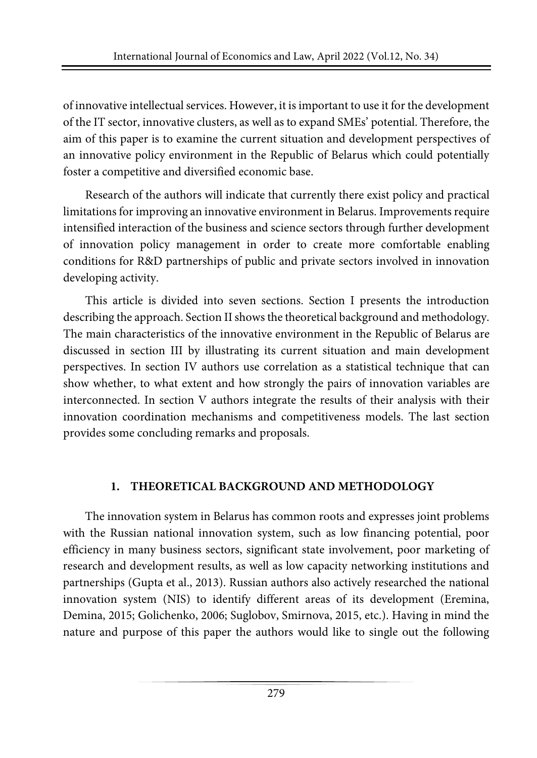of innovative intellectual services. However, it is important to use it for the development of the IT sector, innovative clusters, as well as to expand SMEs' potential. Therefore, the aim of this paper is to examine the current situation and development perspectives of an innovative policy environment in the Republic of Belarus which could potentially foster a competitive and diversified economic base.

Research of the authors will indicate that currently there exist policy and practical limitations for improving an innovative environment in Belarus. Improvements require intensified interaction of the business and science sectors through further development of innovation policy management in order to create more comfortable enabling conditions for R&D partnerships of public and private sectors involved in innovation developing activity.

This article is divided into seven sections. Section I presents the introduction describing the approach. Section II shows the theoretical background and methodology. The main characteristics of the innovative environment in the Republic of Belarus are discussed in section III by illustrating its current situation and main development perspectives. In section IV authors use correlation as a statistical technique that can show whether, to what extent and how strongly the pairs of innovation variables are interconnected. In section V authors integrate the results of their analysis with their innovation coordination mechanisms and competitiveness models. The last section provides some concluding remarks and proposals.

## 1. THEORETICAL BACKGROUND AND METHODOLOGY

The innovation system in Belarus has common roots and expresses joint problems with the Russian national innovation system, such as low financing potential, poor efficiency in many business sectors, significant state involvement, poor marketing of research and development results, as well as low capacity networking institutions and partnerships (Gupta et al., 2013). Russian authors also actively researched the national innovation system (NIS) to identify different areas of its development (Eremina, Demina, 2015; Golichenko, 2006; Suglobov, Smirnova, 2015, etc.). Having in mind the nature and purpose of this paper the authors would like to single out the following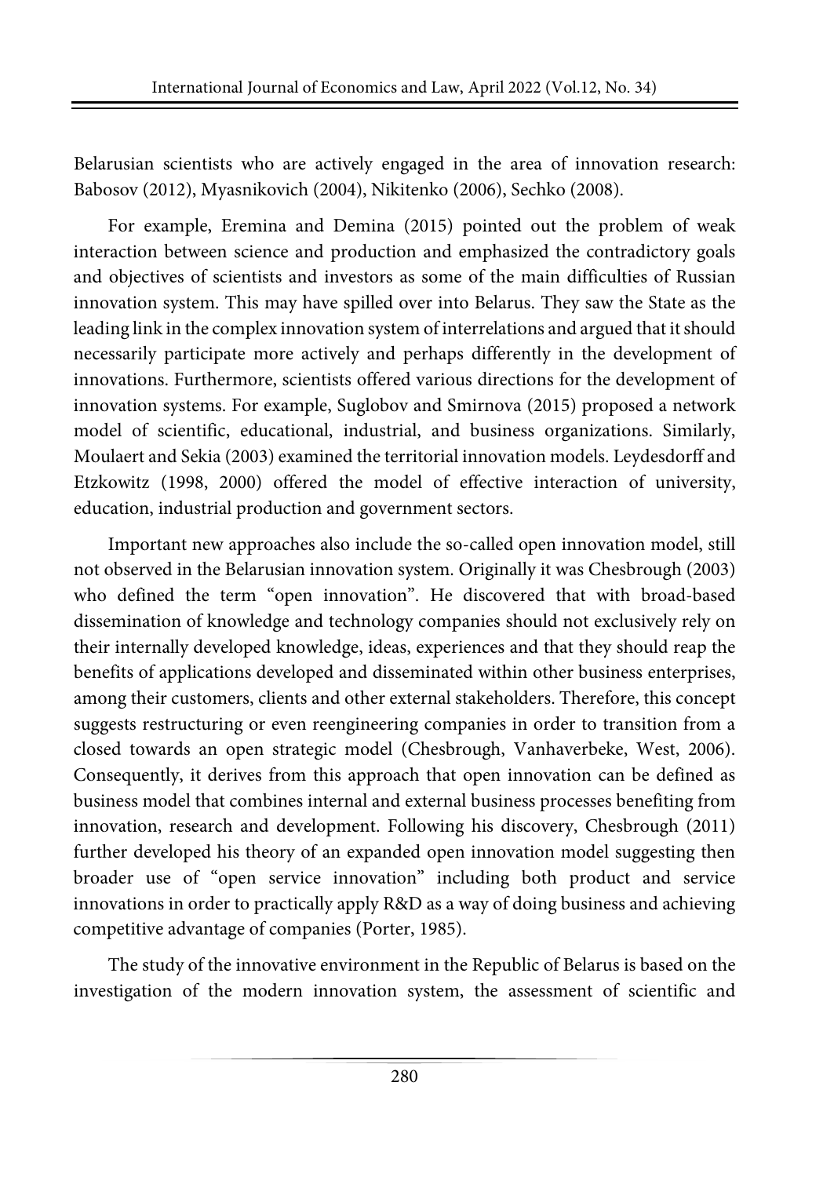Belarusian scientists who are actively engaged in the area of innovation research: Babosov (2012), Myasnikovich (2004), Nikitenko (2006), Sechko (2008).

For example, Eremina and Demina (2015) pointed out the problem of weak interaction between science and production and emphasized the contradictory goals and objectives of scientists and investors as some of the main difficulties of Russian innovation system. This may have spilled over into Belarus. They saw the State as the leading link in the complex innovation system of interrelations and argued that it should necessarily participate more actively and perhaps differently in the development of innovations. Furthermore, scientists offered various directions for the development of innovation systems. For example, Suglobov and Smirnova (2015) proposed a network model of scientific, educational, industrial, and business organizations. Similarly, Moulaert and Sekia (2003) examined the territorial innovation models. Leydesdorff and Etzkowitz (1998, 2000) offered the model of effective interaction of university, education, industrial production and government sectors.

Important new approaches also include the so-called open innovation model, still not observed in the Belarusian innovation system. Originally it was Chesbrough (2003) who defined the term "open innovation". He discovered that with broad-based dissemination of knowledge and technology companies should not exclusively rely on their internally developed knowledge, ideas, experiences and that they should reap the benefits of applications developed and disseminated within other business enterprises, among their customers, clients and other external stakeholders. Therefore, this concept suggests restructuring or even reengineering companies in order to transition from a closed towards an open strategic model (Chesbrough, Vanhaverbeke, West, 2006). Consequently, it derives from this approach that open innovation can be defined as business model that combines internal and external business processes benefiting from innovation, research and development. Following his discovery, Chesbrough (2011) further developed his theory of an expanded open innovation model suggesting then broader use of "open service innovation" including both product and service innovations in order to practically apply R&D as a way of doing business and achieving competitive advantage of companies (Porter, 1985).

The study of the innovative environment in the Republic of Belarus is based on the investigation of the modern innovation system, the assessment of scientific and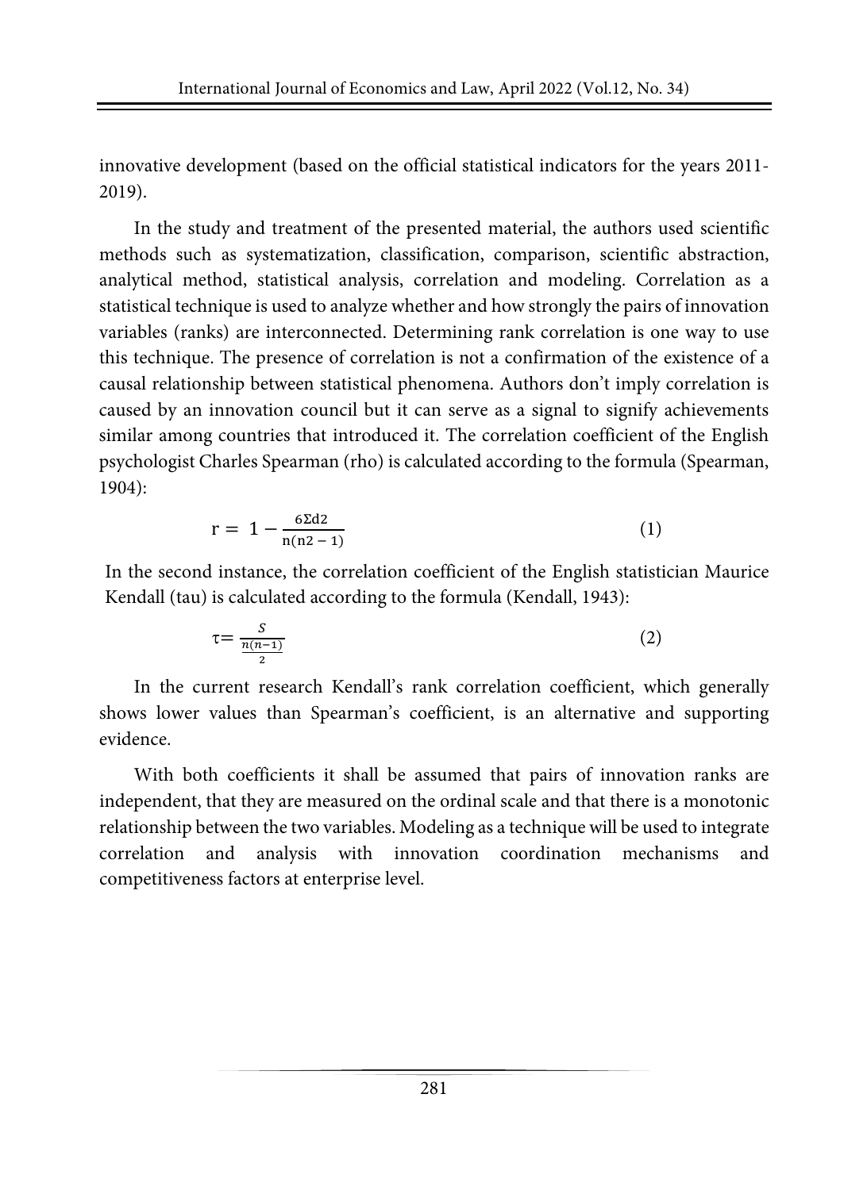innovative development (based on the official statistical indicators for the years 2011-2019).

In the study and treatment of the presented material, the authors used scientific methods such as systematization, classification, comparison, scientific abstraction, analytical method, statistical analysis, correlation and modeling. Correlation as a statistical technique is used to analyze whether and how strongly the pairs of innovation variables (ranks) are interconnected. Determining rank correlation is one way to use this technique. The presence of correlation is not a confirmation of the existence of a causal relationship between statistical phenomena. Authors don't imply correlation is caused by an innovation council but it can serve as a signal to signify achievements similar among countries that introduced it. The correlation coefficient of the English psychologist Charles Spearman (rho) is calculated according to the formula (Spearman, 1904):

$$r = 1 - \frac{6\Sigma d2}{n(n2 - 1)} \tag{1}$$

In the second instance, the correlation coefficient of the English statistician Maurice Kendall (tau) is calculated according to the formula (Kendall, 1943):

$$\tau = \frac{S}{\frac{n(n-1)}{2}} \tag{2}$$

In the current research Kendall's rank correlation coefficient, which generally shows lower values than Spearman's coefficient, is an alternative and supporting evidence.

With both coefficients it shall be assumed that pairs of innovation ranks are independent, that they are measured on the ordinal scale and that there is a monotonic relationship between the two variables. Modeling as a technique will be used to integrate correlation and analysis with innovation coordination mechanisms and competitiveness factors at enterprise level.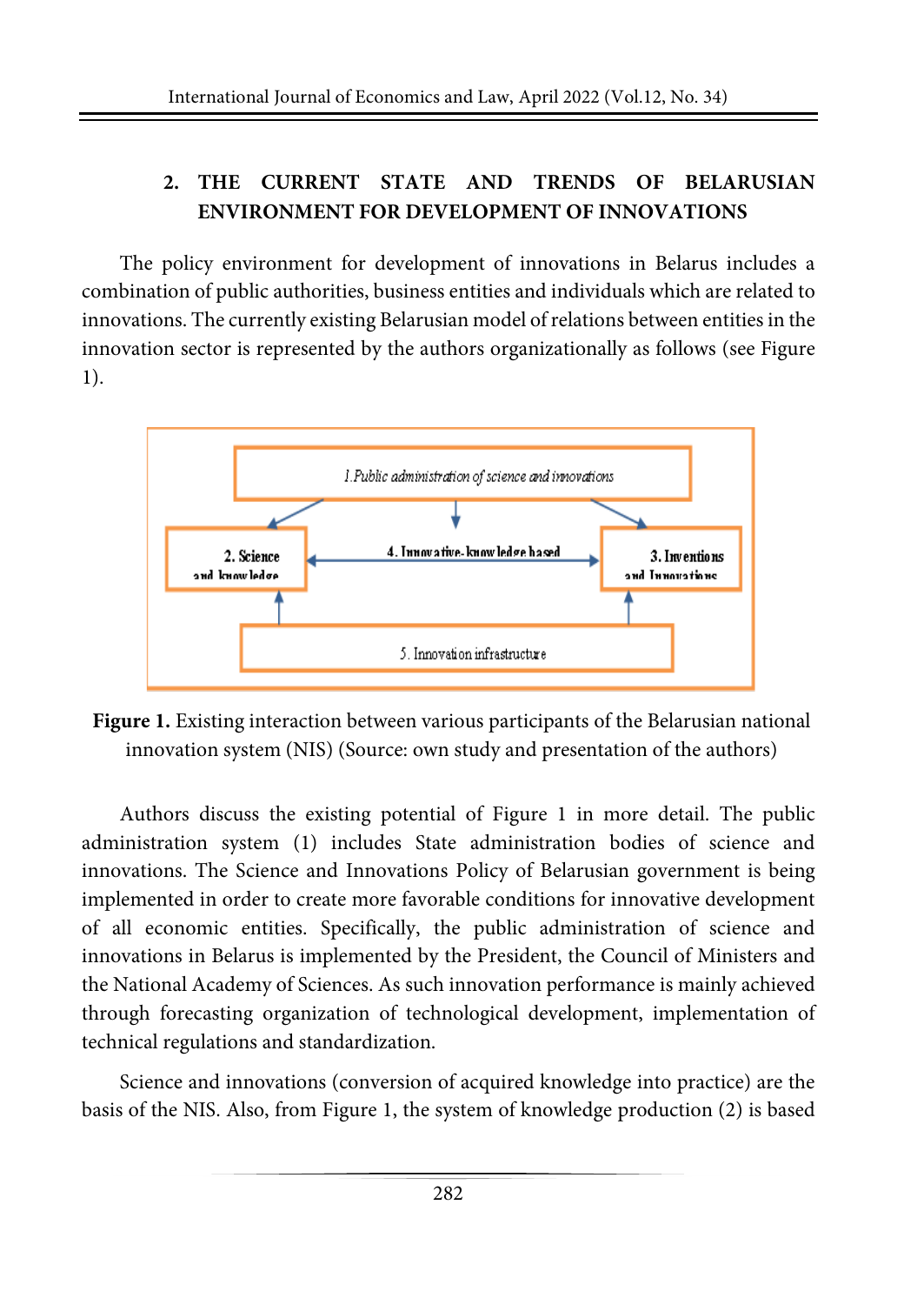## 2. THE CURRENT STATE AND TRENDS OF BELARUSIAN ENVIRONMENT FOR DEVELOPMENT OF INNOVATIONS

The policy environment for development of innovations in Belarus includes a combination of public authorities, business entities and individuals which are related to innovations. The currently existing Belarusian model of relations between entities in the innovation sector is represented by the authors organizationally as follows (see Figure 1).

1. Public administration of science and innovations

2. Science and knowledge

4. Innovative-knowledge based

3. Inventions and Innovations

5. Innovation infrastructure

**Figure 1.** Existing interaction between various participants of the Belarusian national innovation system (NIS) (Source: own study and presentation of the authors)

Authors discuss the existing potential of Figure 1 in more detail. The public administration system (1) includes State administration bodies of science and innovations. The Science and Innovations Policy of Belarusian government is being implemented in order to create more favorable conditions for innovative development of all economic entities. Specifically, the public administration of science and innovations in Belarus is implemented by the President, the Council of Ministers and the National Academy of Sciences. As such innovation performance is mainly achieved through forecasting organization of technological development, implementation of technical regulations and standardization.

Science and innovations (conversion of acquired knowledge into practice) are the basis of the NIS. Also, from Figure 1, the system of knowledge production (2) is based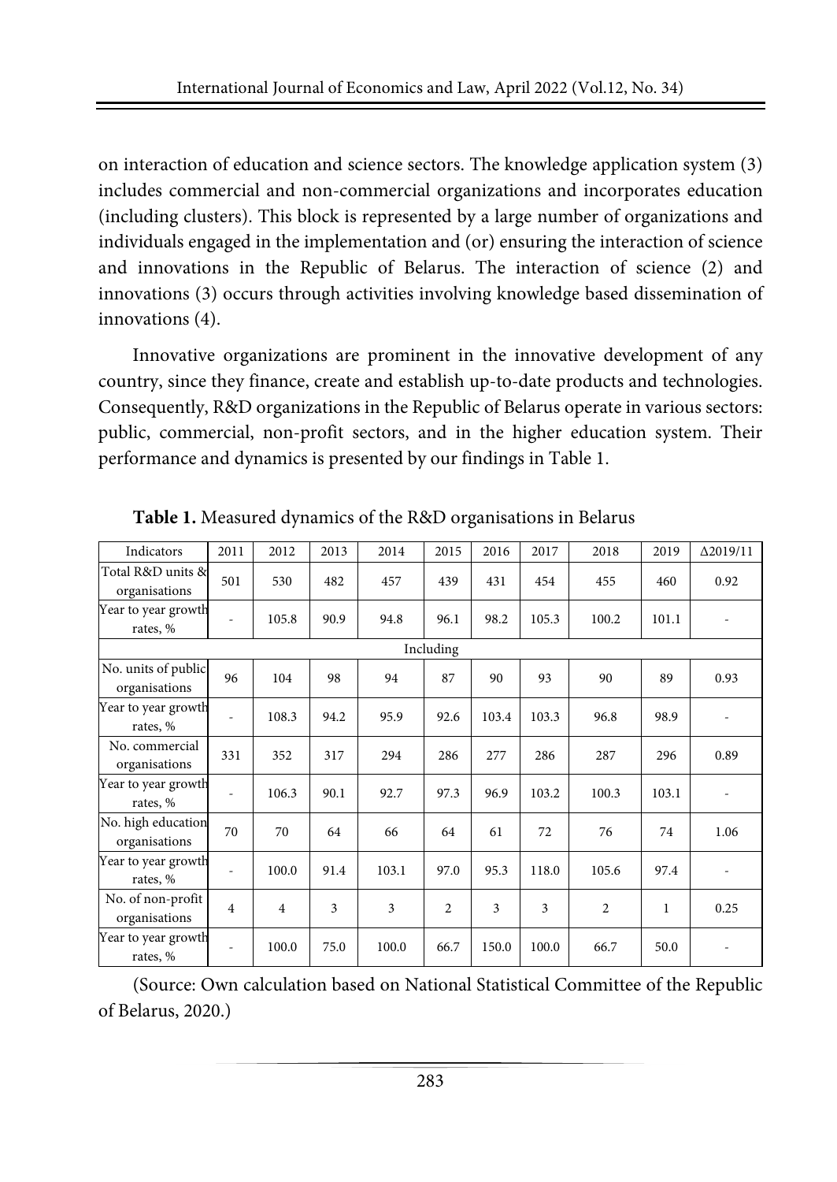on interaction of education and science sectors. The knowledge application system (3) includes commercial and non-commercial organizations and incorporates education (including clusters). This block is represented by a large number of organizations and individuals engaged in the implementation and (or) ensuring the interaction of science and innovations in the Republic of Belarus. The interaction of science (2) and innovations (3) occurs through activities involving knowledge based dissemination of innovations (4).

Innovative organizations are prominent in the innovative development of any country, since they finance, create and establish up-to-date products and technologies. Consequently, R&D organizations in the Republic of Belarus operate in various sectors: public, commercial, non-profit sectors, and in the higher education system. Their performance and dynamics is presented by our findings in Table 1.

**Table 1.** Measured dynamics of the R&D organisations in Belarus

| Indicators | 2011 | 2012 | 2013 | 2014 | 2015 | 2016 | 2017 | 2018 | 2019 | Δ2019/11 |
|---|---|---|---|---|---|---|---|---|---|---|
| Total R&D units & organisations | 501 | 530 | 482 | 457 | 439 | 431 | 454 | 455 | 460 | 0.92 |
| Year to year growth rates, % | - | 105.8 | 90.9 | 94.8 | 96.1 | 98.2 | 105.3 | 100.2 | 101.1 | - |
| Including | | | | | | | | | | |
| No. units of public organisations | 96 | 104 | 98 | 94 | 87 | 90 | 93 | 90 | 89 | 0.93 |
| Year to year growth rates, % | - | 108.3 | 94.2 | 95.9 | 92.6 | 103.4 | 103.3 | 96.8 | 98.9 | - |
| No. commercial organisations | 331 | 352 | 317 | 294 | 286 | 277 | 286 | 287 | 296 | 0.89 |
| Year to year growth rates, % | - | 106.3 | 90.1 | 92.7 | 97.3 | 96.9 | 103.2 | 100.3 | 103.1 | - |
| No. high education organisations | 70 | 70 | 64 | 66 | 64 | 61 | 72 | 76 | 74 | 1.06 |
| Year to year growth rates, % | - | 100.0 | 91.4 | 103.1 | 97.0 | 95.3 | 118.0 | 105.6 | 97.4 | - |
| No. of non-profit organisations | 4 | 4 | 3 | 3 | 2 | 3 | 3 | 2 | 1 | 0.25 |
| Year to year growth rates, % | - | 100.0 | 75.0 | 100.0 | 66.7 | 150.0 | 100.0 | 66.7 | 50.0 | - |

(Source: Own calculation based on National Statistical Committee of the Republic of Belarus, 2020.)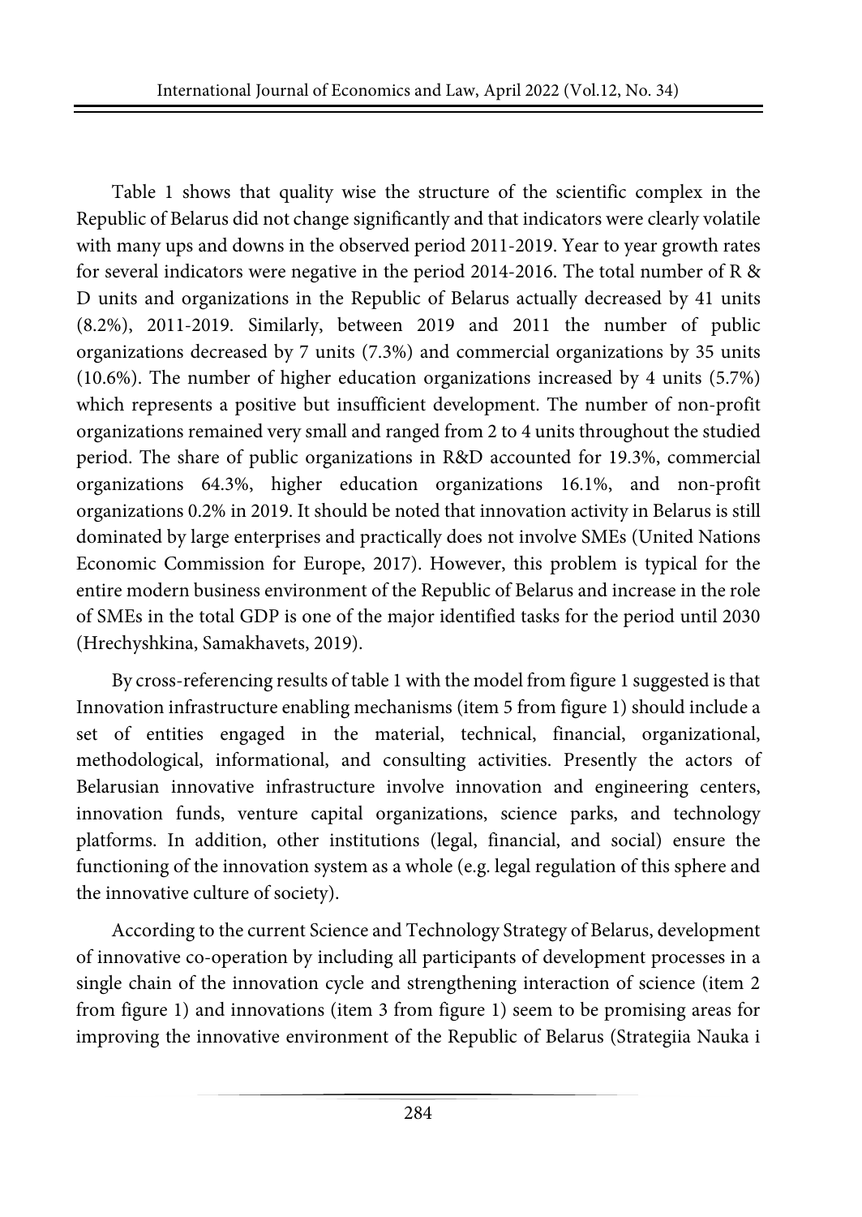Table 1 shows that quality wise the structure of the scientific complex in the Republic of Belarus did not change significantly and that indicators were clearly volatile with many ups and downs in the observed period 2011-2019. Year to year growth rates for several indicators were negative in the period 2014-2016. The total number of R & D units and organizations in the Republic of Belarus actually decreased by 41 units (8.2%), 2011-2019. Similarly, between 2019 and 2011 the number of public organizations decreased by 7 units (7.3%) and commercial organizations by 35 units (10.6%). The number of higher education organizations increased by 4 units (5.7%) which represents a positive but insufficient development. The number of non-profit organizations remained very small and ranged from 2 to 4 units throughout the studied period. The share of public organizations in R&D accounted for 19.3%, commercial organizations 64.3%, higher education organizations 16.1%, and non-profit organizations 0.2% in 2019. It should be noted that innovation activity in Belarus is still dominated by large enterprises and practically does not involve SMEs (United Nations Economic Commission for Europe, 2017). However, this problem is typical for the entire modern business environment of the Republic of Belarus and increase in the role of SMEs in the total GDP is one of the major identified tasks for the period until 2030 (Hrechyshkina, Samakhavets, 2019).

By cross-referencing results of table 1 with the model from figure 1 suggested is that Innovation infrastructure enabling mechanisms (item 5 from figure 1) should include a set of entities engaged in the material, technical, financial, organizational, methodological, informational, and consulting activities. Presently the actors of Belarusian innovative infrastructure involve innovation and engineering centers, innovation funds, venture capital organizations, science parks, and technology platforms. In addition, other institutions (legal, financial, and social) ensure the functioning of the innovation system as a whole (e.g. legal regulation of this sphere and the innovative culture of society).

According to the current Science and Technology Strategy of Belarus, development of innovative co-operation by including all participants of development processes in a single chain of the innovation cycle and strengthening interaction of science (item 2 from figure 1) and innovations (item 3 from figure 1) seem to be promising areas for improving the innovative environment of the Republic of Belarus (Strategiia Nauka i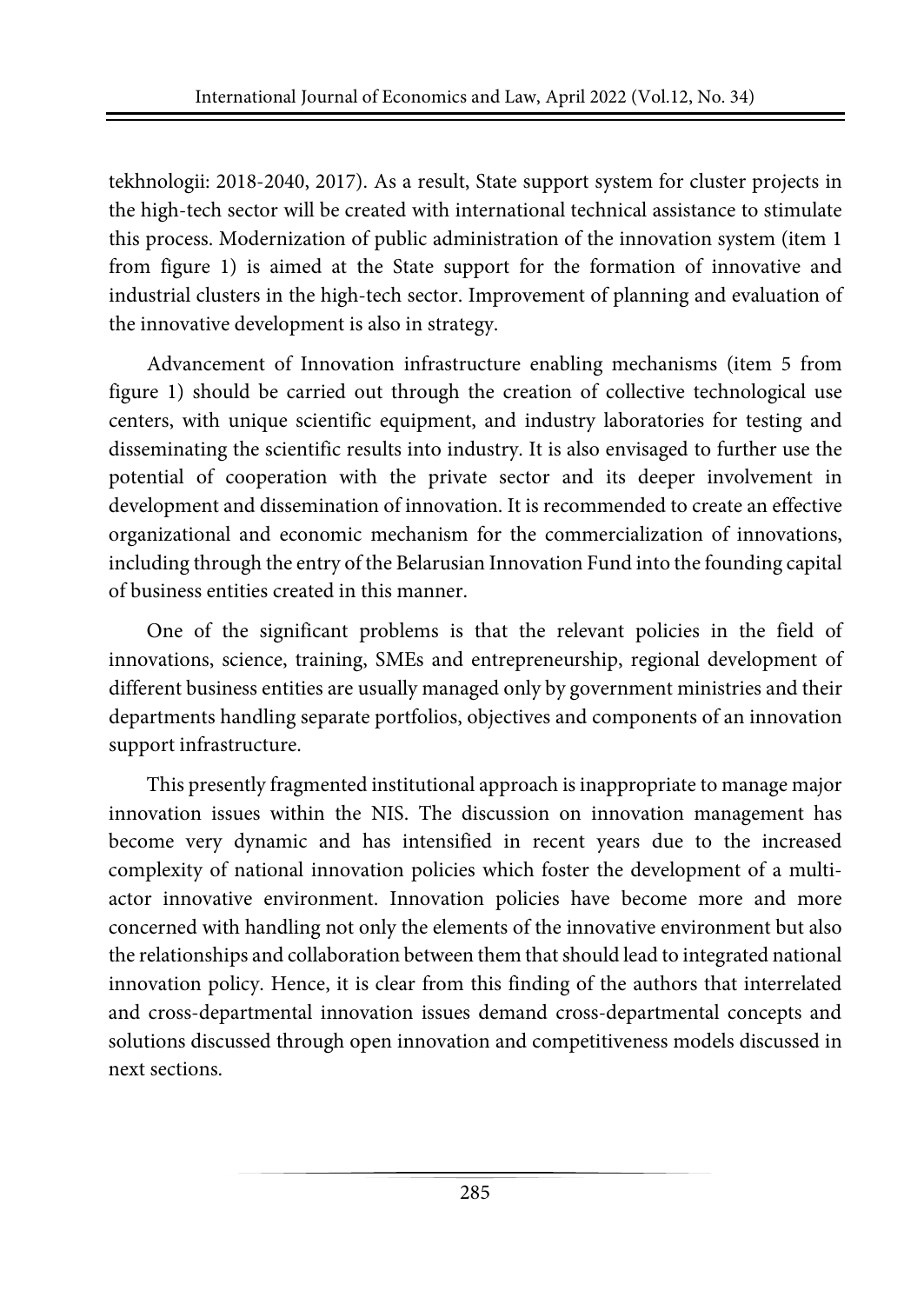tekhnologii: 2018-2040, 2017). As a result, State support system for cluster projects in the high-tech sector will be created with international technical assistance to stimulate this process. Modernization of public administration of the innovation system (item 1 from figure 1) is aimed at the State support for the formation of innovative and industrial clusters in the high-tech sector. Improvement of planning and evaluation of the innovative development is also in strategy.

Advancement of Innovation infrastructure enabling mechanisms (item 5 from figure 1) should be carried out through the creation of collective technological use centers, with unique scientific equipment, and industry laboratories for testing and disseminating the scientific results into industry. It is also envisaged to further use the potential of cooperation with the private sector and its deeper involvement in development and dissemination of innovation. It is recommended to create an effective organizational and economic mechanism for the commercialization of innovations, including through the entry of the Belarusian Innovation Fund into the founding capital of business entities created in this manner.

One of the significant problems is that the relevant policies in the field of innovations, science, training, SMEs and entrepreneurship, regional development of different business entities are usually managed only by government ministries and their departments handling separate portfolios, objectives and components of an innovation support infrastructure.

This presently fragmented institutional approach is inappropriate to manage major innovation issues within the NIS. The discussion on innovation management has become very dynamic and has intensified in recent years due to the increased complexity of national innovation policies which foster the development of a multi-actor innovative environment. Innovation policies have become more and more concerned with handling not only the elements of the innovative environment but also the relationships and collaboration between them that should lead to integrated national innovation policy. Hence, it is clear from this finding of the authors that interrelated and cross-departmental innovation issues demand cross-departmental concepts and solutions discussed through open innovation and competitiveness models discussed in next sections.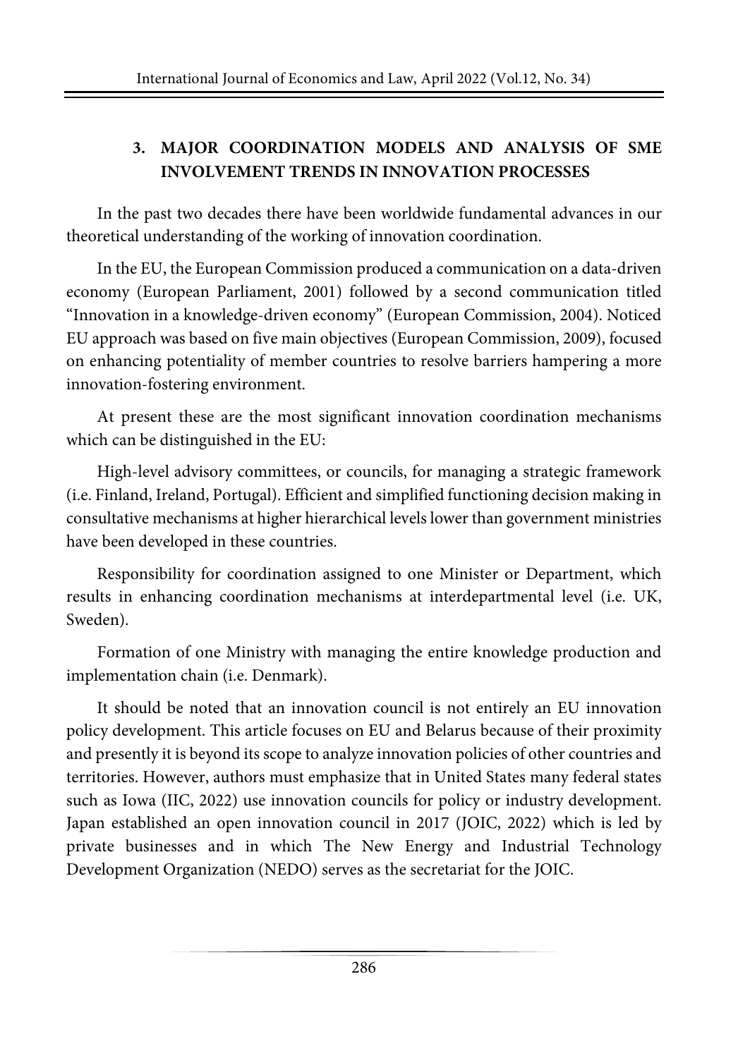## 3. MAJOR COORDINATION MODELS AND ANALYSIS OF SME INVOLVEMENT TRENDS IN INNOVATION PROCESSES

In the past two decades there have been worldwide fundamental advances in our theoretical understanding of the working of innovation coordination.

In the EU, the European Commission produced a communication on a data-driven economy (European Parliament, 2001) followed by a second communication titled "Innovation in a knowledge-driven economy" (European Commission, 2004). Noticed EU approach was based on five main objectives (European Commission, 2009), focused on enhancing potentiality of member countries to resolve barriers hampering a more innovation-fostering environment.

At present these are the most significant innovation coordination mechanisms which can be distinguished in the EU:

High-level advisory committees, or councils, for managing a strategic framework (i.e. Finland, Ireland, Portugal). Efficient and simplified functioning decision making in consultative mechanisms at higher hierarchical levels lower than government ministries have been developed in these countries.

Responsibility for coordination assigned to one Minister or Department, which results in enhancing coordination mechanisms at interdepartmental level (i.e. UK, Sweden).

Formation of one Ministry with managing the entire knowledge production and implementation chain (i.e. Denmark).

It should be noted that an innovation council is not entirely an EU innovation policy development. This article focuses on EU and Belarus because of their proximity and presently it is beyond its scope to analyze innovation policies of other countries and territories. However, authors must emphasize that in United States many federal states such as Iowa (IIC, 2022) use innovation councils for policy or industry development. Japan established an open innovation council in 2017 (JOIC, 2022) which is led by private businesses and in which The New Energy and Industrial Technology Development Organization (NEDO) serves as the secretariat for the JOIC.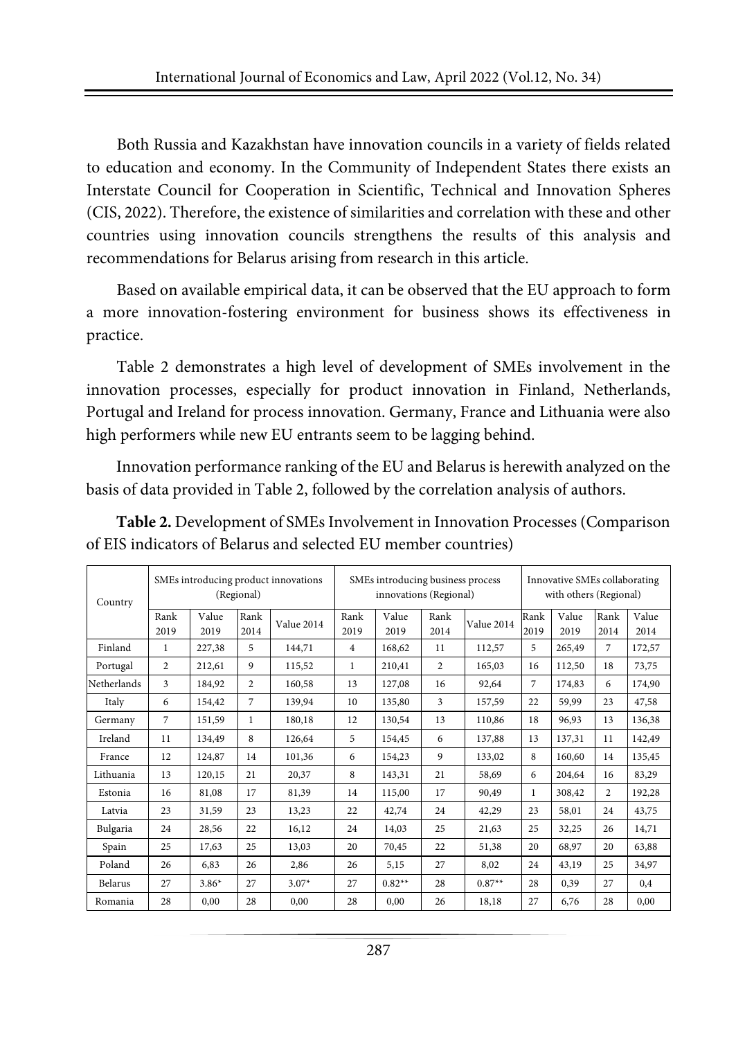Both Russia and Kazakhstan have innovation councils in a variety of fields related to education and economy. In the Community of Independent States there exists an Interstate Council for Cooperation in Scientific, Technical and Innovation Spheres (CIS, 2022). Therefore, the existence of similarities and correlation with these and other countries using innovation councils strengthens the results of this analysis and recommendations for Belarus arising from research in this article.

Based on available empirical data, it can be observed that the EU approach to form a more innovation-fostering environment for business shows its effectiveness in practice.

Table 2 demonstrates a high level of development of SMEs involvement in the innovation processes, especially for product innovation in Finland, Netherlands, Portugal and Ireland for process innovation. Germany, France and Lithuania were also high performers while new EU entrants seem to be lagging behind.

Innovation performance ranking of the EU and Belarus is herewith analyzed on the basis of data provided in Table 2, followed by the correlation analysis of authors.

**Table 2.** Development of SMEs Involvement in Innovation Processes (Comparison of EIS indicators of Belarus and selected EU member countries)

| Country | SMEs introducing product innovations (Regional) | | | | SMEs introducing business process innovations (Regional) | | | | Innovative SMEs collaborating with others (Regional) | | | |
|---|---|---|---|---|---|---|---|---|---|---|---|---|
| | Rank 2019 | Value 2019 | Rank 2014 | Value 2014 | Rank 2019 | Value 2019 | Rank 2014 | Value 2014 | Rank 2019 | Value 2019 | Rank 2014 | Value 2014 |
| Finland | 1 | 227,38 | 5 | 144,71 | 4 | 168,62 | 11 | 112,57 | 5 | 265,49 | 7 | 172,57 |
| Portugal | 2 | 212,61 | 9 | 115,52 | 1 | 210,41 | 2 | 165,03 | 16 | 112,50 | 18 | 73,75 |
| Netherlands | 3 | 184,92 | 2 | 160,58 | 13 | 127,08 | 16 | 92,64 | 7 | 174,83 | 6 | 174,90 |
| Italy | 6 | 154,42 | 7 | 139,94 | 10 | 135,80 | 3 | 157,59 | 22 | 59,99 | 23 | 47,58 |
| Germany | 7 | 151,59 | 1 | 180,18 | 12 | 130,54 | 13 | 110,86 | 18 | 96,93 | 13 | 136,38 |
| Ireland | 11 | 134,49 | 8 | 126,64 | 5 | 154,45 | 6 | 137,88 | 13 | 137,31 | 11 | 142,49 |
| France | 12 | 124,87 | 14 | 101,36 | 6 | 154,23 | 9 | 133,02 | 8 | 160,60 | 14 | 135,45 |
| Lithuania | 13 | 120,15 | 21 | 20,37 | 8 | 143,31 | 21 | 58,69 | 6 | 204,64 | 16 | 83,29 |
| Estonia | 16 | 81,08 | 17 | 81,39 | 14 | 115,00 | 17 | 90,49 | 1 | 308,42 | 2 | 192,28 |
| Latvia | 23 | 31,59 | 23 | 13,23 | 22 | 42,74 | 24 | 42,29 | 23 | 58,01 | 24 | 43,75 |
| Bulgaria | 24 | 28,56 | 22 | 16,12 | 24 | 14,03 | 25 | 21,63 | 25 | 32,25 | 26 | 14,71 |
| Spain | 25 | 17,63 | 25 | 13,03 | 20 | 70,45 | 22 | 51,38 | 20 | 68,97 | 20 | 63,88 |
| Poland | 26 | 6,83 | 26 | 2,86 | 26 | 5,15 | 27 | 8,02 | 24 | 43,19 | 25 | 34,97 |
| Belarus | 27 | 3.86* | 27 | 3.07* | 27 | 0.82** | 28 | 0.87** | 28 | 0,39 | 27 | 0,4 |
| Romania | 28 | 0,00 | 28 | 0,00 | 28 | 0,00 | 26 | 18,18 | 27 | 6,76 | 28 | 0,00 |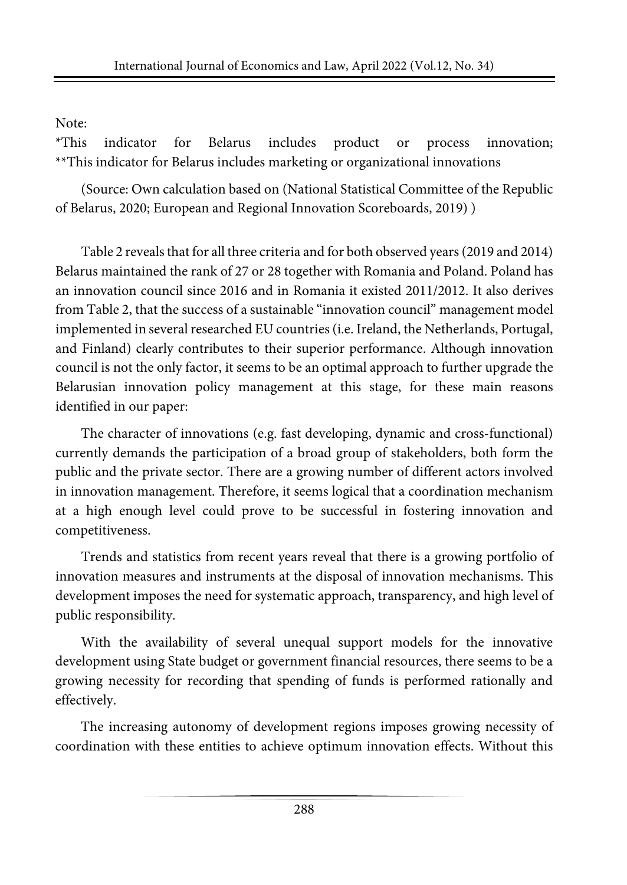Note:

*This indicator for Belarus includes product or process innovation;
**This indicator for Belarus includes marketing or organizational innovations

(Source: Own calculation based on (National Statistical Committee of the Republic of Belarus, 2020; European and Regional Innovation Scoreboards, 2019) )

Table 2 reveals that for all three criteria and for both observed years (2019 and 2014) Belarus maintained the rank of 27 or 28 together with Romania and Poland. Poland has an innovation council since 2016 and in Romania it existed 2011/2012. It also derives from Table 2, that the success of a sustainable "innovation council" management model implemented in several researched EU countries (i.e. Ireland, the Netherlands, Portugal, and Finland) clearly contributes to their superior performance. Although innovation council is not the only factor, it seems to be an optimal approach to further upgrade the Belarusian innovation policy management at this stage, for these main reasons identified in our paper:

The character of innovations (e.g. fast developing, dynamic and cross-functional) currently demands the participation of a broad group of stakeholders, both form the public and the private sector. There are a growing number of different actors involved in innovation management. Therefore, it seems logical that a coordination mechanism at a high enough level could prove to be successful in fostering innovation and competitiveness.

Trends and statistics from recent years reveal that there is a growing portfolio of innovation measures and instruments at the disposal of innovation mechanisms. This development imposes the need for systematic approach, transparency, and high level of public responsibility.

With the availability of several unequal support models for the innovative development using State budget or government financial resources, there seems to be a growing necessity for recording that spending of funds is performed rationally and effectively.

The increasing autonomy of development regions imposes growing necessity of coordination with these entities to achieve optimum innovation effects. Without this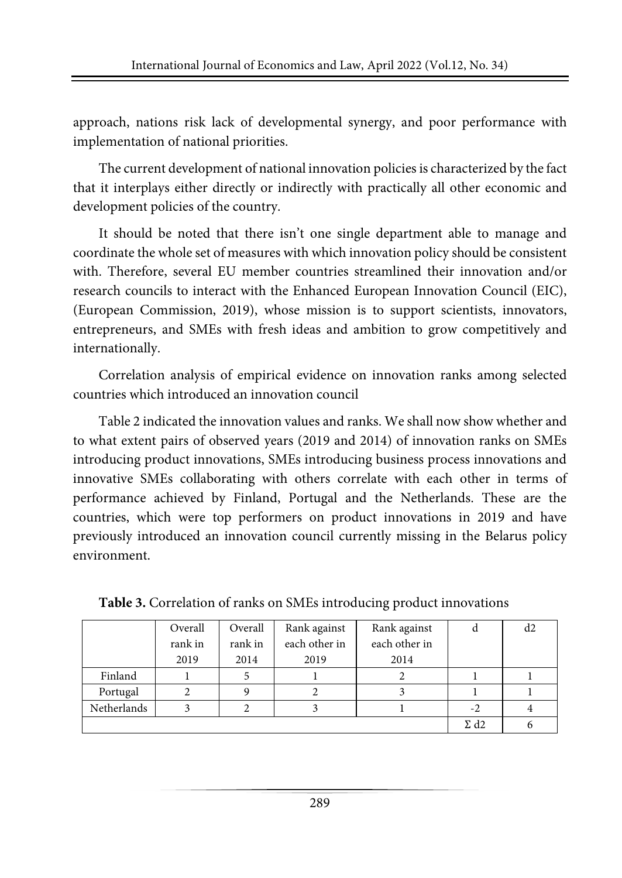approach, nations risk lack of developmental synergy, and poor performance with implementation of national priorities.

The current development of national innovation policies is characterized by the fact that it interplays either directly or indirectly with practically all other economic and development policies of the country.

It should be noted that there isn't one single department able to manage and coordinate the whole set of measures with which innovation policy should be consistent with. Therefore, several EU member countries streamlined their innovation and/or research councils to interact with the Enhanced European Innovation Council (EIC), (European Commission, 2019), whose mission is to support scientists, innovators, entrepreneurs, and SMEs with fresh ideas and ambition to grow competitively and internationally.

Correlation analysis of empirical evidence on innovation ranks among selected countries which introduced an innovation council

Table 2 indicated the innovation values and ranks. We shall now show whether and to what extent pairs of observed years (2019 and 2014) of innovation ranks on SMEs introducing product innovations, SMEs introducing business process innovations and innovative SMEs collaborating with others correlate with each other in terms of performance achieved by Finland, Portugal and the Netherlands. These are the countries, which were top performers on product innovations in 2019 and have previously introduced an innovation council currently missing in the Belarus policy environment.

**Table 3.** Correlation of ranks on SMEs introducing product innovations

| | Overall rank in 2019 | Overall rank in 2014 | Rank against each other in 2019 | Rank against each other in 2014 | d | d2 |
|---|---|---|---|---|---|---|
| Finland | 1 | 5 | 1 | 2 | 1 | 1 |
| Portugal | 2 | 9 | 2 | 3 | 1 | 1 |
| Netherlands | 3 | 2 | 3 | 1 | -2 | 4 |
| | | | | | Σ d2 | 6 |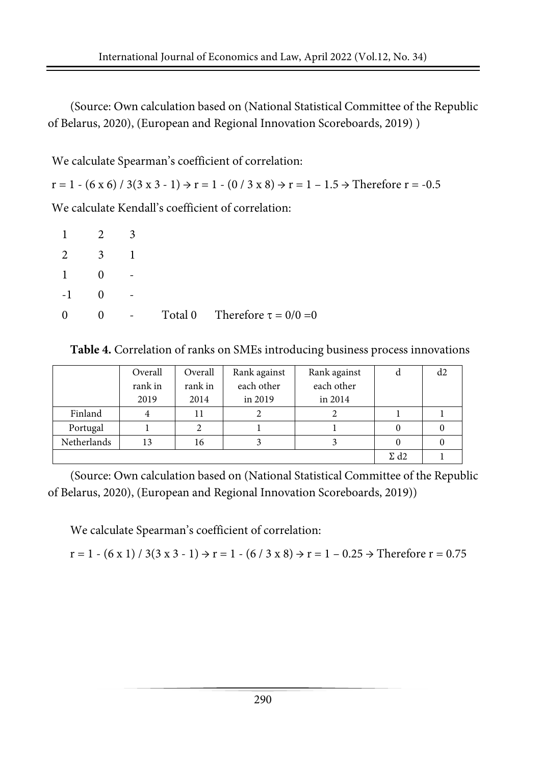(Source: Own calculation based on (National Statistical Committee of the Republic of Belarus, 2020), (European and Regional Innovation Scoreboards, 2019) )

We calculate Spearman's coefficient of correlation:

$r = 1 - (6 \times 6) / 3(3 \times 3 - 1) \rightarrow r = 1 - (0 / 3 \times 8) \rightarrow r = 1 - 1.5 \rightarrow$ Therefore $r = -0.5$

We calculate Kendall's coefficient of correlation:

```
1    2    3
2    3    1
1    0    -
-1   0    -
0    0    -    Total 0    Therefore τ = 0/0 =0
```

**Table 4.** Correlation of ranks on SMEs introducing business process innovations

| | Overall rank in 2019 | Overall rank in 2014 | Rank against each other in 2019 | Rank against each other in 2014 | d | d2 |
|---|---|---|---|---|---|---|
| Finland | 4 | 11 | 2 | 2 | 1 | 1 |
| Portugal | 1 | 2 | 1 | 1 | 0 | 0 |
| Netherlands | 13 | 16 | 3 | 3 | 0 | 0 |
| | | | | | Σ d2 | 1 |

(Source: Own calculation based on (National Statistical Committee of the Republic of Belarus, 2020), (European and Regional Innovation Scoreboards, 2019))

We calculate Spearman's coefficient of correlation:

$r = 1 - (6 \times 1) / 3(3 \times 3 - 1) \rightarrow r = 1 - (6 / 3 \times 8) \rightarrow r = 1 - 0.25 \rightarrow$ Therefore $r = 0.75$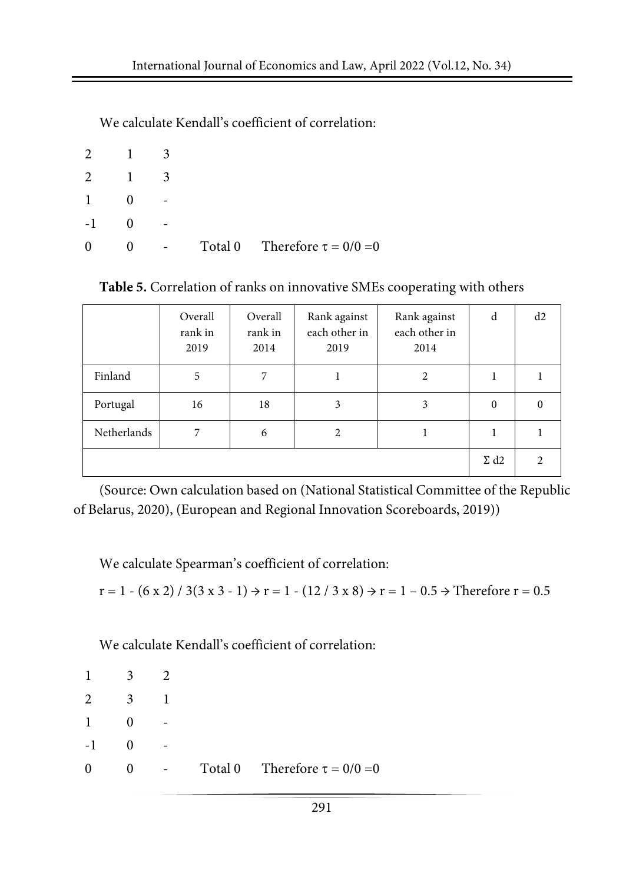We calculate Kendall's coefficient of correlation:

```
2    1    3
2    1    3
1    0    -
-1   0    -
0    0    -    Total 0    Therefore τ = 0/0 =0
```

**Table 5.** Correlation of ranks on innovative SMEs cooperating with others

| | Overall rank in 2019 | Overall rank in 2014 | Rank against each other in 2019 | Rank against each other in 2014 | d | d2 |
|---|---|---|---|---|---|---|
| Finland | 5 | 7 | 1 | 2 | 1 | 1 |
| Portugal | 16 | 18 | 3 | 3 | 0 | 0 |
| Netherlands | 7 | 6 | 2 | 1 | 1 | 1 |
| | | | | | Σ d2 | 2 |

(Source: Own calculation based on (National Statistical Committee of the Republic of Belarus, 2020), (European and Regional Innovation Scoreboards, 2019))

We calculate Spearman's coefficient of correlation:

$r = 1 - (6 \times 2) / 3(3 \times 3 - 1) \rightarrow r = 1 - (12 / 3 \times 8) \rightarrow r = 1 - 0.5 \rightarrow$ Therefore $r = 0.5$

We calculate Kendall's coefficient of correlation:

```
1    3    2
2    3    1
1    0    -
-1   0    -
0    0    -    Total 0    Therefore τ = 0/0 =0
```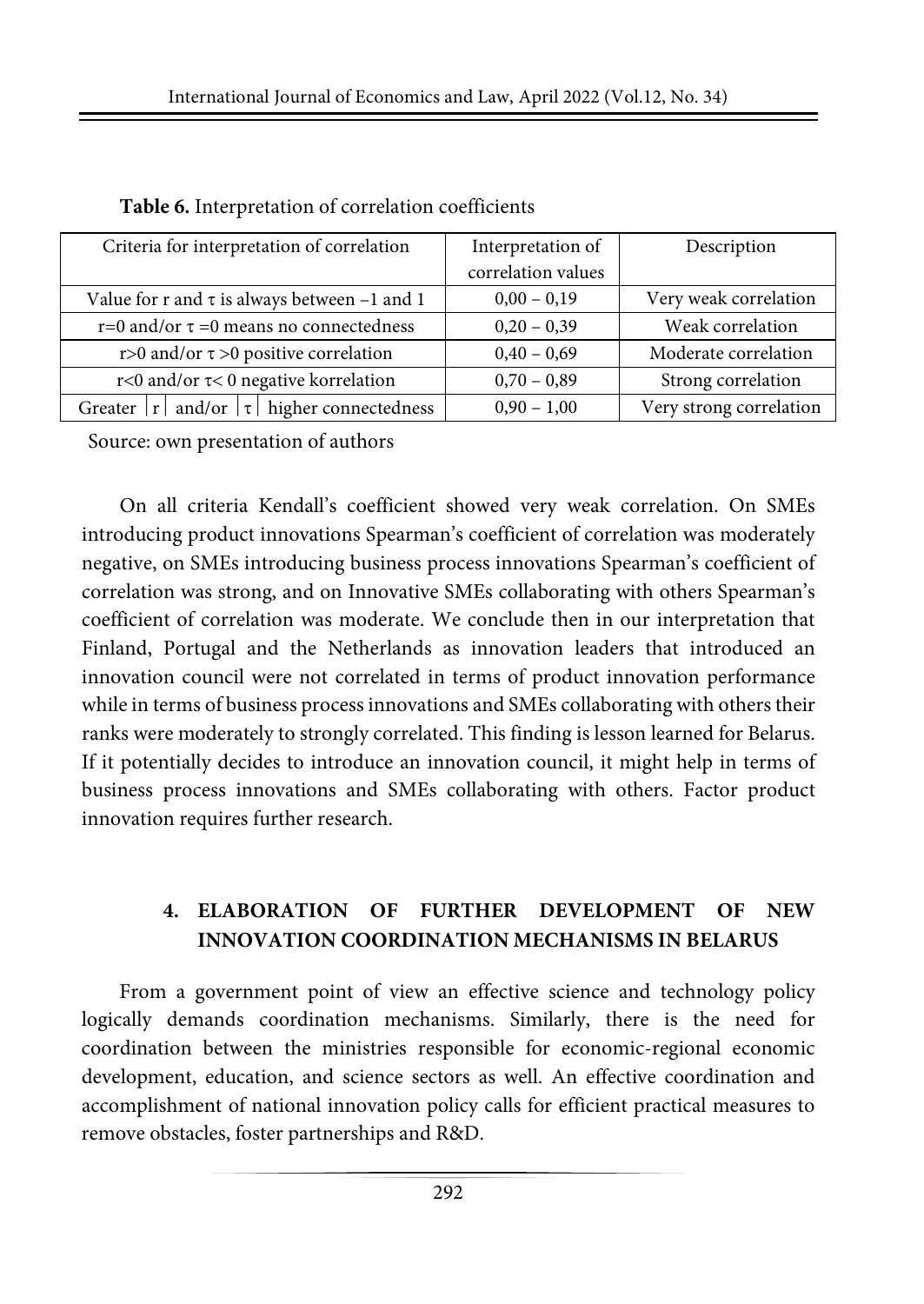**Table 6.** Interpretation of correlation coefficients

| Criteria for interpretation of correlation | Interpretation of correlation values | Description |
|---|---|---|
| Value for r and $\tau$ is always between −1 and 1 | 0,00 – 0,19 | Very weak correlation |
| r=0 and/or $\tau$ =0 means no connectedness | 0,20 – 0,39 | Weak correlation |
| r>0 and/or $\tau$ >0 positive correlation | 0,40 – 0,69 | Moderate correlation |
| r<0 and/or $\tau$< 0 negative korrelation | 0,70 – 0,89 | Strong correlation |
| Greater $\lvert r \rvert$ and/or $\lvert \tau \rvert$ higher connectedness | 0,90 – 1,00 | Very strong correlation |

Source: own presentation of authors

On all criteria Kendall's coefficient showed very weak correlation. On SMEs introducing product innovations Spearman's coefficient of correlation was moderately negative, on SMEs introducing business process innovations Spearman's coefficient of correlation was strong, and on Innovative SMEs collaborating with others Spearman's coefficient of correlation was moderate. We conclude then in our interpretation that Finland, Portugal and the Netherlands as innovation leaders that introduced an innovation council were not correlated in terms of product innovation performance while in terms of business process innovations and SMEs collaborating with others their ranks were moderately to strongly correlated. This finding is lesson learned for Belarus. If it potentially decides to introduce an innovation council, it might help in terms of business process innovations and SMEs collaborating with others. Factor product innovation requires further research.

## 4. ELABORATION OF FURTHER DEVELOPMENT OF NEW INNOVATION COORDINATION MECHANISMS IN BELARUS

From a government point of view an effective science and technology policy logically demands coordination mechanisms. Similarly, there is the need for coordination between the ministries responsible for economic-regional economic development, education, and science sectors as well. An effective coordination and accomplishment of national innovation policy calls for efficient practical measures to remove obstacles, foster partnerships and R&D.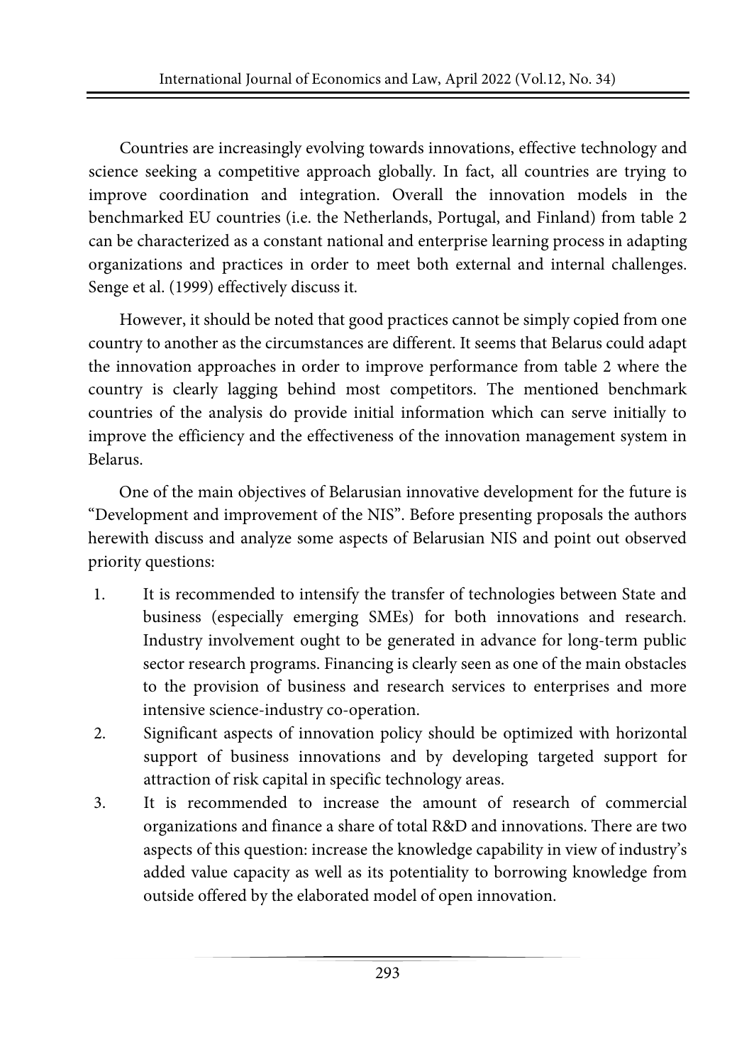Countries are increasingly evolving towards innovations, effective technology and science seeking a competitive approach globally. In fact, all countries are trying to improve coordination and integration. Overall the innovation models in the benchmarked EU countries (i.e. the Netherlands, Portugal, and Finland) from table 2 can be characterized as a constant national and enterprise learning process in adapting organizations and practices in order to meet both external and internal challenges. Senge et al. (1999) effectively discuss it.

However, it should be noted that good practices cannot be simply copied from one country to another as the circumstances are different. It seems that Belarus could adapt the innovation approaches in order to improve performance from table 2 where the country is clearly lagging behind most competitors. The mentioned benchmark countries of the analysis do provide initial information which can serve initially to improve the efficiency and the effectiveness of the innovation management system in Belarus.

One of the main objectives of Belarusian innovative development for the future is "Development and improvement of the NIS". Before presenting proposals the authors herewith discuss and analyze some aspects of Belarusian NIS and point out observed priority questions:

1. It is recommended to intensify the transfer of technologies between State and business (especially emerging SMEs) for both innovations and research. Industry involvement ought to be generated in advance for long-term public sector research programs. Financing is clearly seen as one of the main obstacles to the provision of business and research services to enterprises and more intensive science-industry co-operation.
2. Significant aspects of innovation policy should be optimized with horizontal support of business innovations and by developing targeted support for attraction of risk capital in specific technology areas.
3. It is recommended to increase the amount of research of commercial organizations and finance a share of total R&D and innovations. There are two aspects of this question: increase the knowledge capability in view of industry's added value capacity as well as its potentiality to borrowing knowledge from outside offered by the elaborated model of open innovation.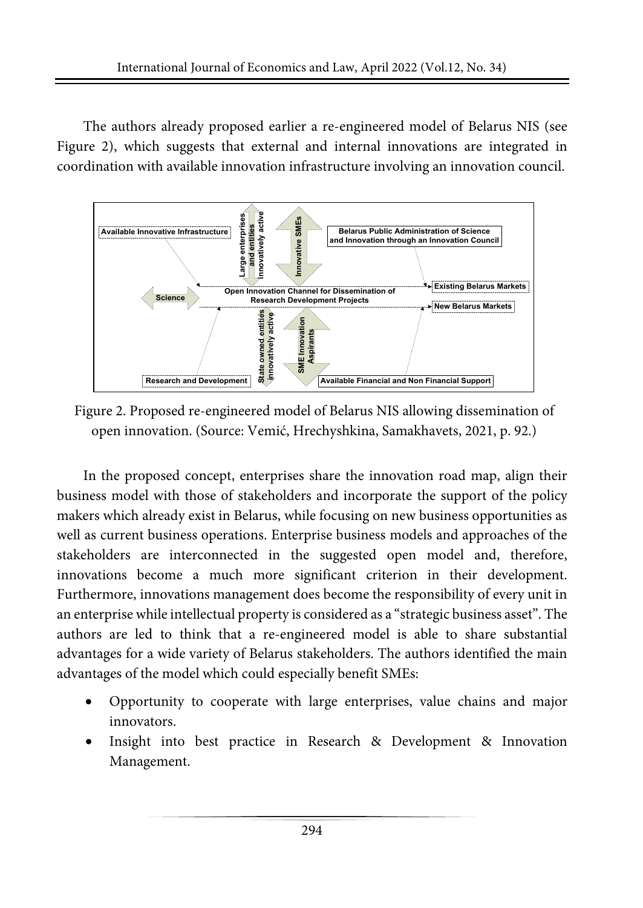The authors already proposed earlier a re-engineered model of Belarus NIS (see Figure 2), which suggests that external and internal innovations are integrated in coordination with available innovation infrastructure involving an innovation council.

Figure 2. Proposed re-engineered model of Belarus NIS allowing dissemination of open innovation. (Source: Vemić, Hrechyshkina, Samakhavets, 2021, p. 92.)

In the proposed concept, enterprises share the innovation road map, align their business model with those of stakeholders and incorporate the support of the policy makers which already exist in Belarus, while focusing on new business opportunities as well as current business operations. Enterprise business models and approaches of the stakeholders are interconnected in the suggested open model and, therefore, innovations become a much more significant criterion in their development. Furthermore, innovations management does become the responsibility of every unit in an enterprise while intellectual property is considered as a "strategic business asset". The authors are led to think that a re-engineered model is able to share substantial advantages for a wide variety of Belarus stakeholders. The authors identified the main advantages of the model which could especially benefit SMEs:

- Opportunity to cooperate with large enterprises, value chains and major innovators.
- Insight into best practice in Research & Development & Innovation Management.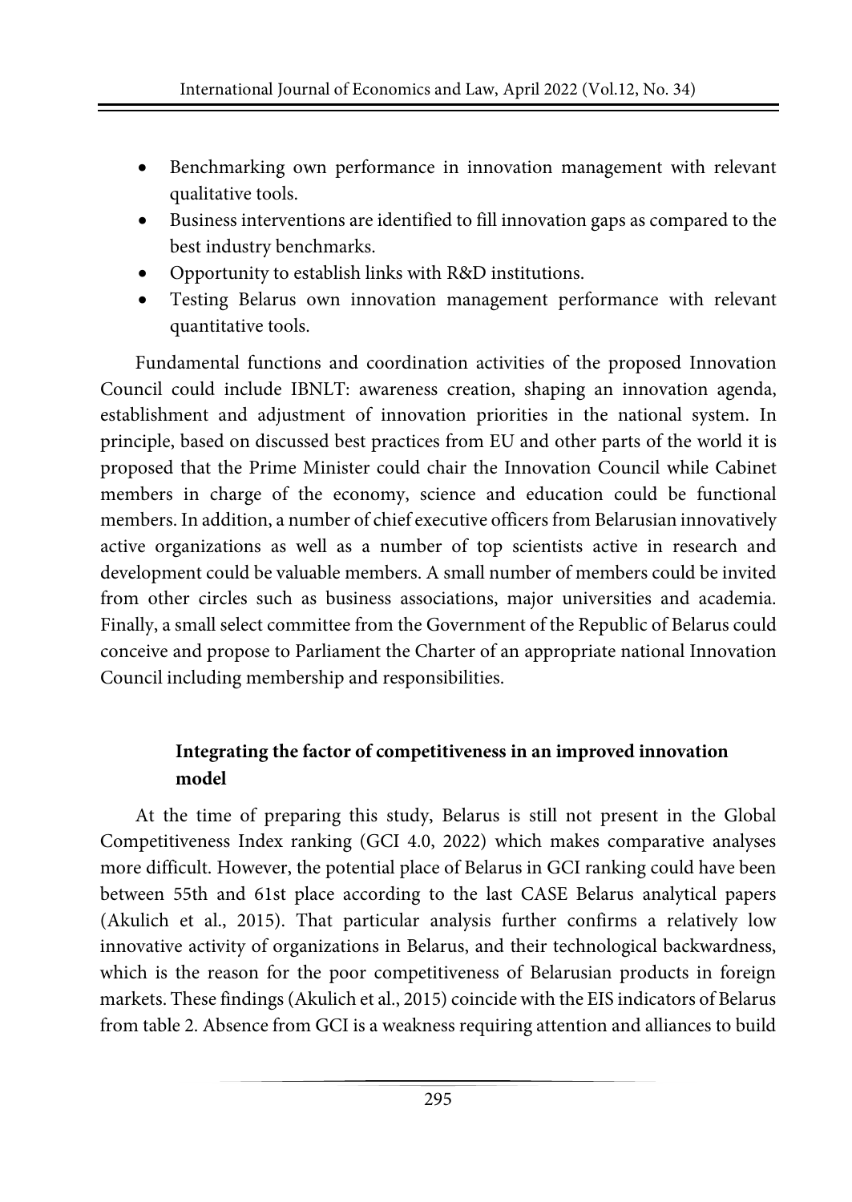- Benchmarking own performance in innovation management with relevant qualitative tools.
- Business interventions are identified to fill innovation gaps as compared to the best industry benchmarks.
- Opportunity to establish links with R&D institutions.
- Testing Belarus own innovation management performance with relevant quantitative tools.

Fundamental functions and coordination activities of the proposed Innovation Council could include IBNLT: awareness creation, shaping an innovation agenda, establishment and adjustment of innovation priorities in the national system. In principle, based on discussed best practices from EU and other parts of the world it is proposed that the Prime Minister could chair the Innovation Council while Cabinet members in charge of the economy, science and education could be functional members. In addition, a number of chief executive officers from Belarusian innovatively active organizations as well as a number of top scientists active in research and development could be valuable members. A small number of members could be invited from other circles such as business associations, major universities and academia. Finally, a small select committee from the Government of the Republic of Belarus could conceive and propose to Parliament the Charter of an appropriate national Innovation Council including membership and responsibilities.

### Integrating the factor of competitiveness in an improved innovation model

At the time of preparing this study, Belarus is still not present in the Global Competitiveness Index ranking (GCI 4.0, 2022) which makes comparative analyses more difficult. However, the potential place of Belarus in GCI ranking could have been between 55th and 61st place according to the last CASE Belarus analytical papers (Akulich et al., 2015). That particular analysis further confirms a relatively low innovative activity of organizations in Belarus, and their technological backwardness, which is the reason for the poor competitiveness of Belarusian products in foreign markets. These findings (Akulich et al., 2015) coincide with the EIS indicators of Belarus from table 2. Absence from GCI is a weakness requiring attention and alliances to build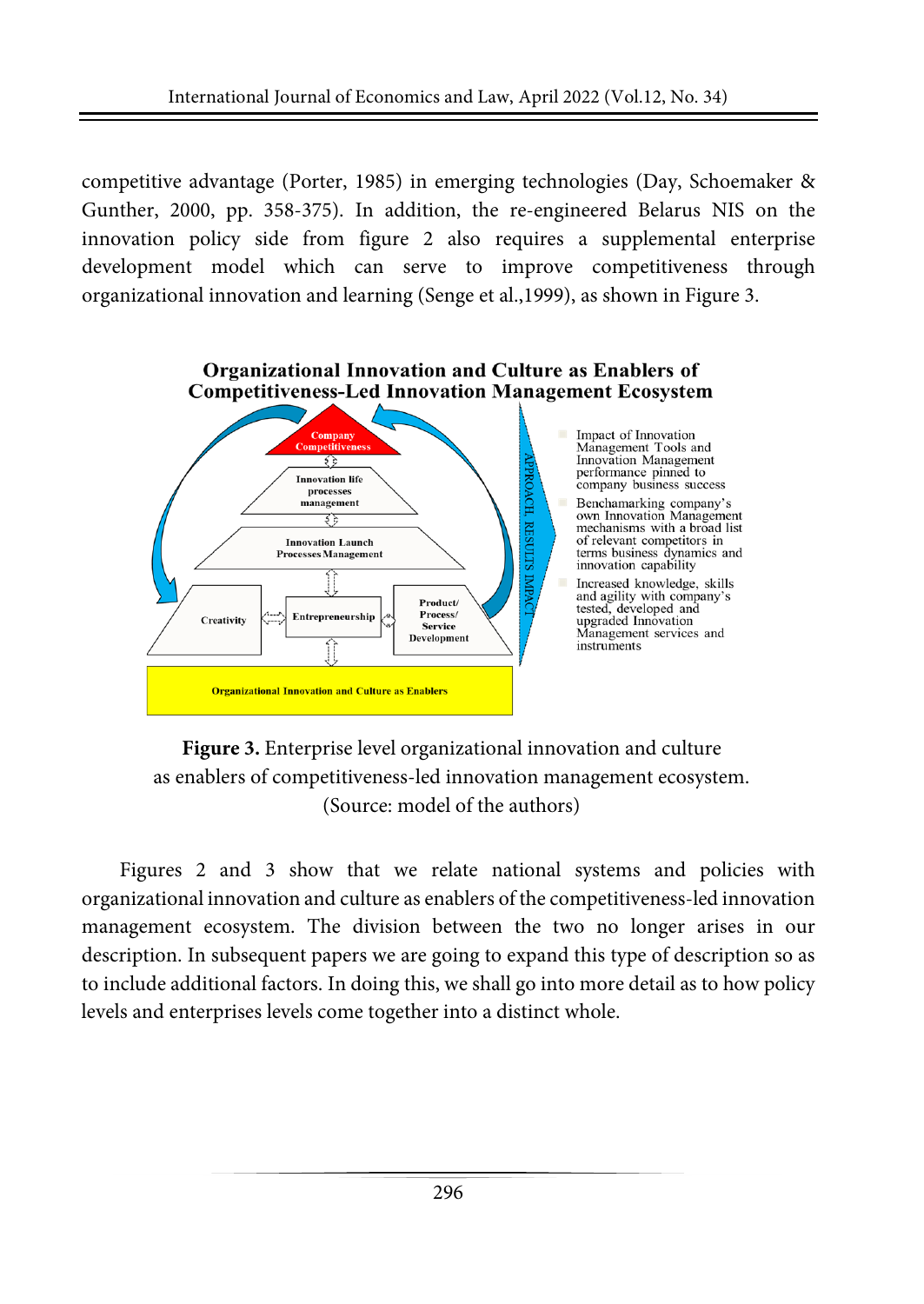competitive advantage (Porter, 1985) in emerging technologies (Day, Schoemaker & Gunther, 2000, pp. 358-375). In addition, the re-engineered Belarus NIS on the innovation policy side from figure 2 also requires a supplemental enterprise development model which can serve to improve competitiveness through organizational innovation and learning (Senge et al.,1999), as shown in Figure 3.

**Organizational Innovation and Culture as Enablers of Competitiveness-Led Innovation Management Ecosystem**

Company Competitiveness

Innovation life processes management

Innovation Launch Processes Management

Creativity

Entrepreneurship

Product/ Process/ Service Development

Organizational Innovation and Culture as Enablers

APPROACH RESULTS IMPACT

- Impact of Innovation Management Tools and Innovation Management performance pinned to company business success
- Benchamarking company's own Innovation Management mechanisms with a broad list of relevant competitors in terms business dynamics and innovation capability
- Increased knowledge, skills and agility with company's tested, developed and upgraded Innovation Management services and instruments

**Figure 3.** Enterprise level organizational innovation and culture as enablers of competitiveness-led innovation management ecosystem. (Source: model of the authors)

Figures 2 and 3 show that we relate national systems and policies with organizational innovation and culture as enablers of the competitiveness-led innovation management ecosystem. The division between the two no longer arises in our description. In subsequent papers we are going to expand this type of description so as to include additional factors. In doing this, we shall go into more detail as to how policy levels and enterprises levels come together into a distinct whole.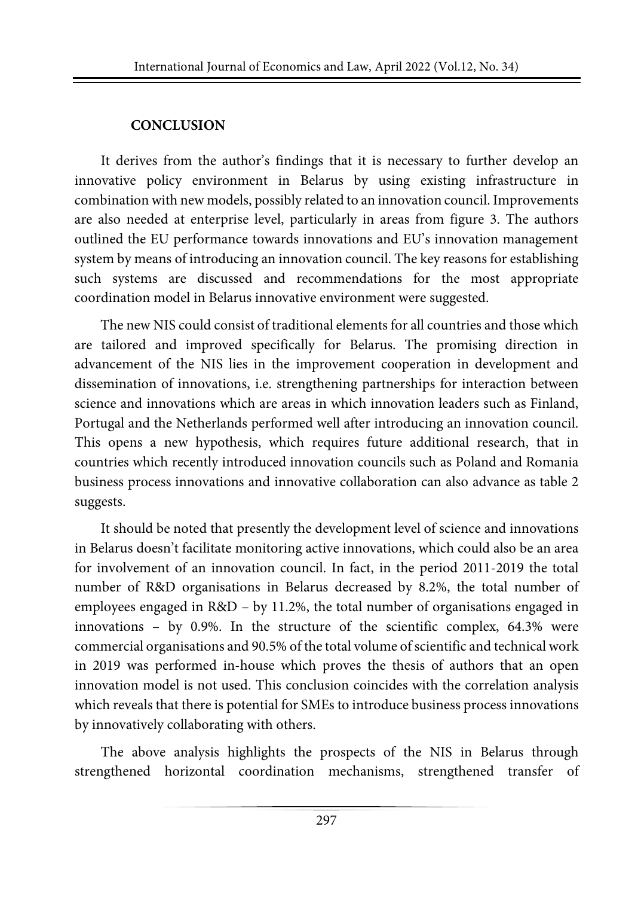## CONCLUSION

It derives from the author's findings that it is necessary to further develop an innovative policy environment in Belarus by using existing infrastructure in combination with new models, possibly related to an innovation council. Improvements are also needed at enterprise level, particularly in areas from figure 3. The authors outlined the EU performance towards innovations and EU's innovation management system by means of introducing an innovation council. The key reasons for establishing such systems are discussed and recommendations for the most appropriate coordination model in Belarus innovative environment were suggested.

The new NIS could consist of traditional elements for all countries and those which are tailored and improved specifically for Belarus. The promising direction in advancement of the NIS lies in the improvement cooperation in development and dissemination of innovations, i.e. strengthening partnerships for interaction between science and innovations which are areas in which innovation leaders such as Finland, Portugal and the Netherlands performed well after introducing an innovation council. This opens a new hypothesis, which requires future additional research, that in countries which recently introduced innovation councils such as Poland and Romania business process innovations and innovative collaboration can also advance as table 2 suggests.

It should be noted that presently the development level of science and innovations in Belarus doesn't facilitate monitoring active innovations, which could also be an area for involvement of an innovation council. In fact, in the period 2011-2019 the total number of R&D organisations in Belarus decreased by 8.2%, the total number of employees engaged in R&D – by 11.2%, the total number of organisations engaged in innovations – by 0.9%. In the structure of the scientific complex, 64.3% were commercial organisations and 90.5% of the total volume of scientific and technical work in 2019 was performed in-house which proves the thesis of authors that an open innovation model is not used. This conclusion coincides with the correlation analysis which reveals that there is potential for SMEs to introduce business process innovations by innovatively collaborating with others.

The above analysis highlights the prospects of the NIS in Belarus through strengthened horizontal coordination mechanisms, strengthened transfer of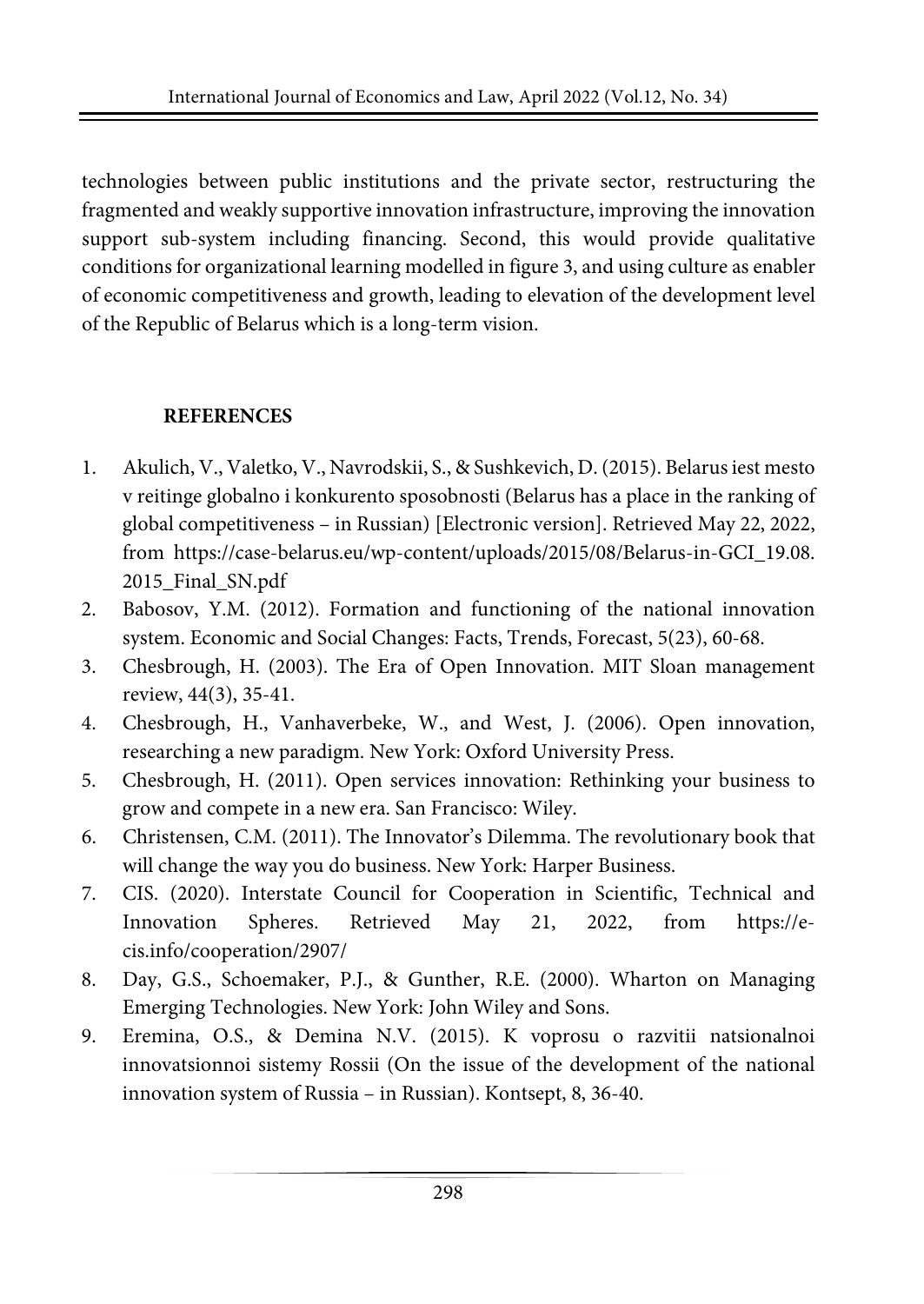technologies between public institutions and the private sector, restructuring the fragmented and weakly supportive innovation infrastructure, improving the innovation support sub-system including financing. Second, this would provide qualitative conditions for organizational learning modelled in figure 3, and using culture as enabler of economic competitiveness and growth, leading to elevation of the development level of the Republic of Belarus which is a long-term vision.

## REFERENCES

1. Akulich, V., Valetko, V., Navrodskii, S., & Sushkevich, D. (2015). Belarus iest mesto v reitinge globalno i konkurento sposobnosti (Belarus has a place in the ranking of global competitiveness – in Russian) [Electronic version]. Retrieved May 22, 2022, from https://case-belarus.eu/wp-content/uploads/2015/08/Belarus-in-GCI_19.08.2015_Final_SN.pdf
2. Babosov, Y.M. (2012). Formation and functioning of the national innovation system. Economic and Social Changes: Facts, Trends, Forecast, 5(23), 60-68.
3. Chesbrough, H. (2003). The Era of Open Innovation. MIT Sloan management review, 44(3), 35-41.
4. Chesbrough, H., Vanhaverbeke, W., and West, J. (2006). Open innovation, researching a new paradigm. New York: Oxford University Press.
5. Chesbrough, H. (2011). Open services innovation: Rethinking your business to grow and compete in a new era. San Francisco: Wiley.
6. Christensen, C.M. (2011). The Innovator's Dilemma. The revolutionary book that will change the way you do business. New York: Harper Business.
7. CIS. (2020). Interstate Council for Cooperation in Scientific, Technical and Innovation Spheres. Retrieved May 21, 2022, from https://e-cis.info/cooperation/2907/
8. Day, G.S., Schoemaker, P.J., & Gunther, R.E. (2000). Wharton on Managing Emerging Technologies. New York: John Wiley and Sons.
9. Eremina, O.S., & Demina N.V. (2015). K voprosu o razvitii natsionalnoi innovatsionnoi sistemy Rossii (On the issue of the development of the national innovation system of Russia – in Russian). Kontsept, 8, 36-40.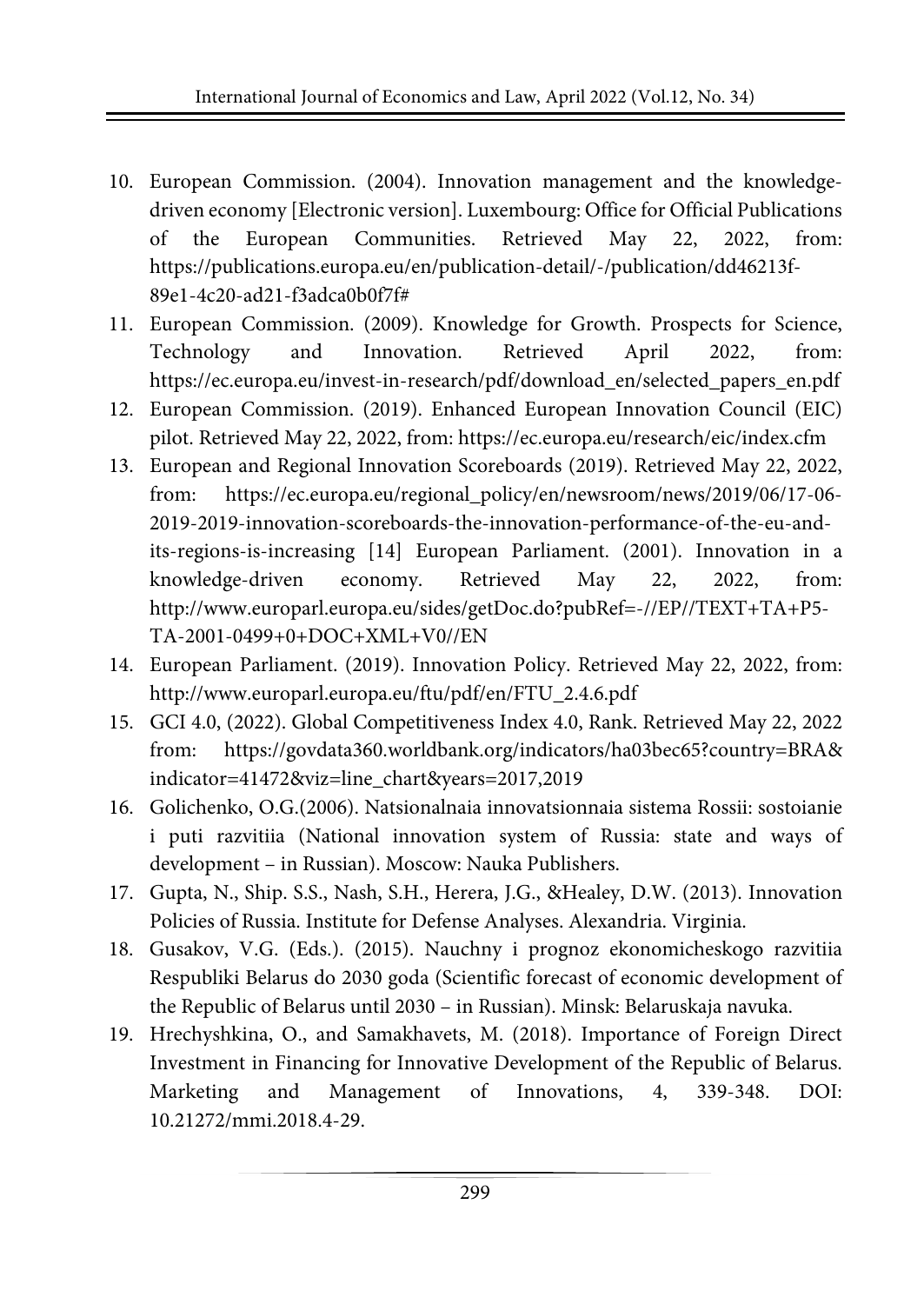10. European Commission. (2004). Innovation management and the knowledge-driven economy [Electronic version]. Luxembourg: Office for Official Publications of the European Communities. Retrieved May 22, 2022, from: https://publications.europa.eu/en/publication-detail/-/publication/dd46213f-89e1-4c20-ad21-f3adca0b0f7f#
11. European Commission. (2009). Knowledge for Growth. Prospects for Science, Technology and Innovation. Retrieved April 2022, from: https://ec.europa.eu/invest-in-research/pdf/download_en/selected_papers_en.pdf
12. European Commission. (2019). Enhanced European Innovation Council (EIC) pilot. Retrieved May 22, 2022, from: https://ec.europa.eu/research/eic/index.cfm
13. European and Regional Innovation Scoreboards (2019). Retrieved May 22, 2022, from: https://ec.europa.eu/regional_policy/en/newsroom/news/2019/06/17-06-2019-2019-innovation-scoreboards-the-innovation-performance-of-the-eu-and-its-regions-is-increasing [14] European Parliament. (2001). Innovation in a knowledge-driven economy. Retrieved May 22, 2022, from: http://www.europarl.europa.eu/sides/getDoc.do?pubRef=-//EP//TEXT+TA+P5-TA-2001-0499+0+DOC+XML+V0//EN
14. European Parliament. (2019). Innovation Policy. Retrieved May 22, 2022, from: http://www.europarl.europa.eu/ftu/pdf/en/FTU_2.4.6.pdf
15. GCI 4.0, (2022). Global Competitiveness Index 4.0, Rank. Retrieved May 22, 2022 from: https://govdata360.worldbank.org/indicators/ha03bec65?country=BRA&indicator=41472&viz=line_chart&years=2017,2019
16. Golichenko, O.G.(2006). Natsionalnaia innovatsionnaia sistema Rossii: sostoianie i puti razvitiia (National innovation system of Russia: state and ways of development – in Russian). Moscow: Nauka Publishers.
17. Gupta, N., Ship. S.S., Nash, S.H., Herera, J.G., &Healey, D.W. (2013). Innovation Policies of Russia. Institute for Defense Analyses. Alexandria. Virginia.
18. Gusakov, V.G. (Eds.). (2015). Nauchny i prognoz ekonomicheskogo razvitiia Respubliki Belarus do 2030 goda (Scientific forecast of economic development of the Republic of Belarus until 2030 – in Russian). Minsk: Belaruskaja navuka.
19. Hrechyshkina, O., and Samakhavets, M. (2018). Importance of Foreign Direct Investment in Financing for Innovative Development of the Republic of Belarus. Marketing and Management of Innovations, 4, 339-348. DOI: 10.21272/mmi.2018.4-29.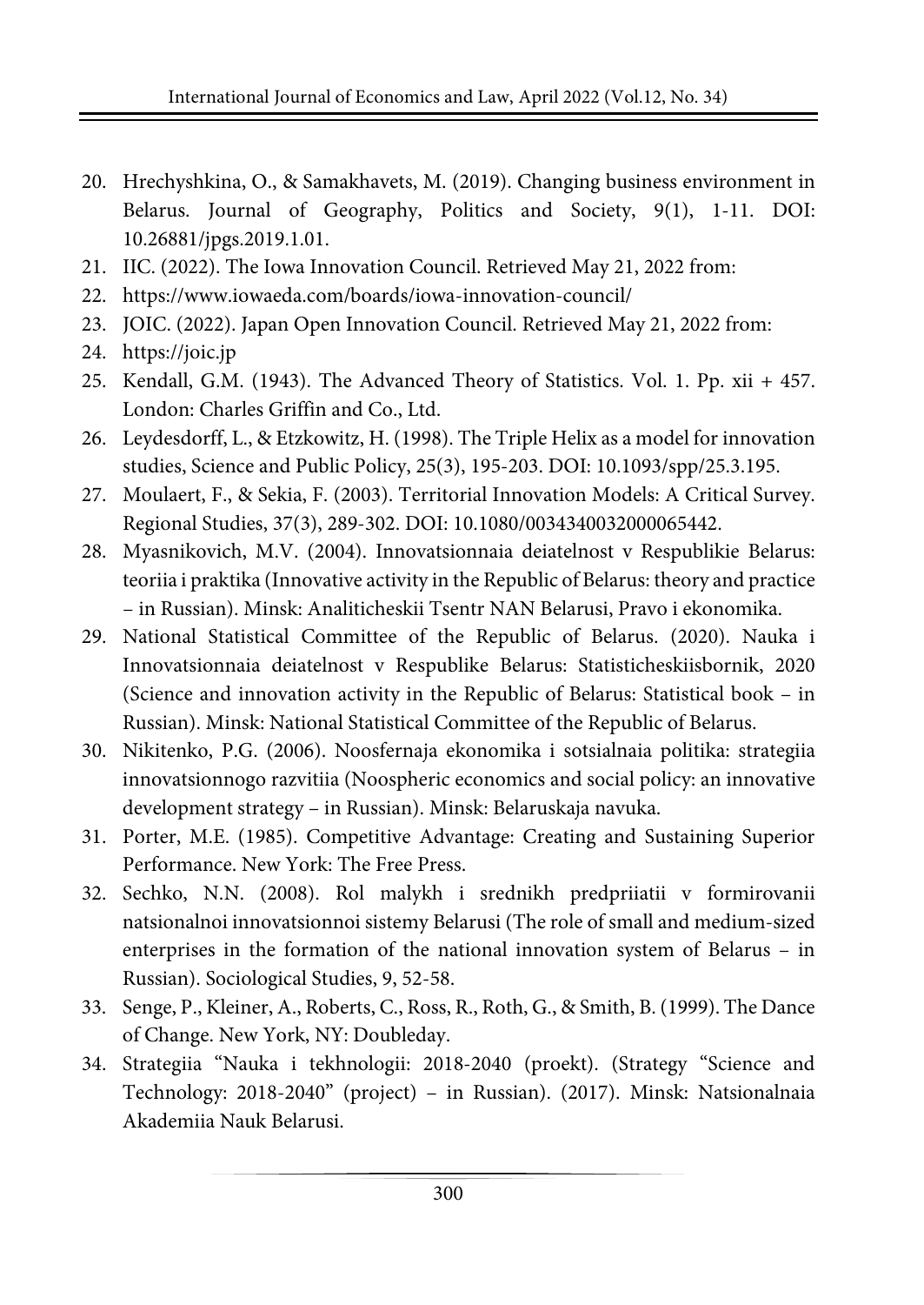20. Hrechyshkina, O., & Samakhavets, M. (2019). Changing business environment in Belarus. Journal of Geography, Politics and Society, 9(1), 1-11. DOI: 10.26881/jpgs.2019.1.01.
21. IIC. (2022). The Iowa Innovation Council. Retrieved May 21, 2022 from:
22. https://www.iowaeda.com/boards/iowa-innovation-council/
23. JOIC. (2022). Japan Open Innovation Council. Retrieved May 21, 2022 from:
24. https://joic.jp
25. Kendall, G.M. (1943). The Advanced Theory of Statistics. Vol. 1. Pp. xii + 457. London: Charles Griffin and Co., Ltd.
26. Leydesdorff, L., & Etzkowitz, H. (1998). The Triple Helix as a model for innovation studies, Science and Public Policy, 25(3), 195-203. DOI: 10.1093/spp/25.3.195.
27. Moulaert, F., & Sekia, F. (2003). Territorial Innovation Models: A Critical Survey. Regional Studies, 37(3), 289-302. DOI: 10.1080/0034340032000065442.
28. Myasnikovich, M.V. (2004). Innovatsionnaia deiatelnost v Respublikie Belarus: teoriia i praktika (Innovative activity in the Republic of Belarus: theory and practice – in Russian). Minsk: Analiticheskii Tsentr NAN Belarusi, Pravo i ekonomika.
29. National Statistical Committee of the Republic of Belarus. (2020). Nauka i Innovatsionnaia deiatelnost v Respublike Belarus: Statisticheskiisbornik, 2020 (Science and innovation activity in the Republic of Belarus: Statistical book – in Russian). Minsk: National Statistical Committee of the Republic of Belarus.
30. Nikitenko, P.G. (2006). Noosfernaja ekonomika i sotsialnaia politika: strategiia innovatsionnogo razvitiia (Noospheric economics and social policy: an innovative development strategy – in Russian). Minsk: Belaruskaja navuka.
31. Porter, M.E. (1985). Competitive Advantage: Creating and Sustaining Superior Performance. New York: The Free Press.
32. Sechko, N.N. (2008). Rol malykh i srednikh predpriiatii v formirovanii natsionalnoi innovatsionnoi sistemy Belarusi (The role of small and medium-sized enterprises in the formation of the national innovation system of Belarus – in Russian). Sociological Studies, 9, 52-58.
33. Senge, P., Kleiner, A., Roberts, C., Ross, R., Roth, G., & Smith, B. (1999). The Dance of Change. New York, NY: Doubleday.
34. Strategiia "Nauka i tekhnologii: 2018-2040 (proekt). (Strategy "Science and Technology: 2018-2040" (project) – in Russian). (2017). Minsk: Natsionalnaia Akademiia Nauk Belarusi.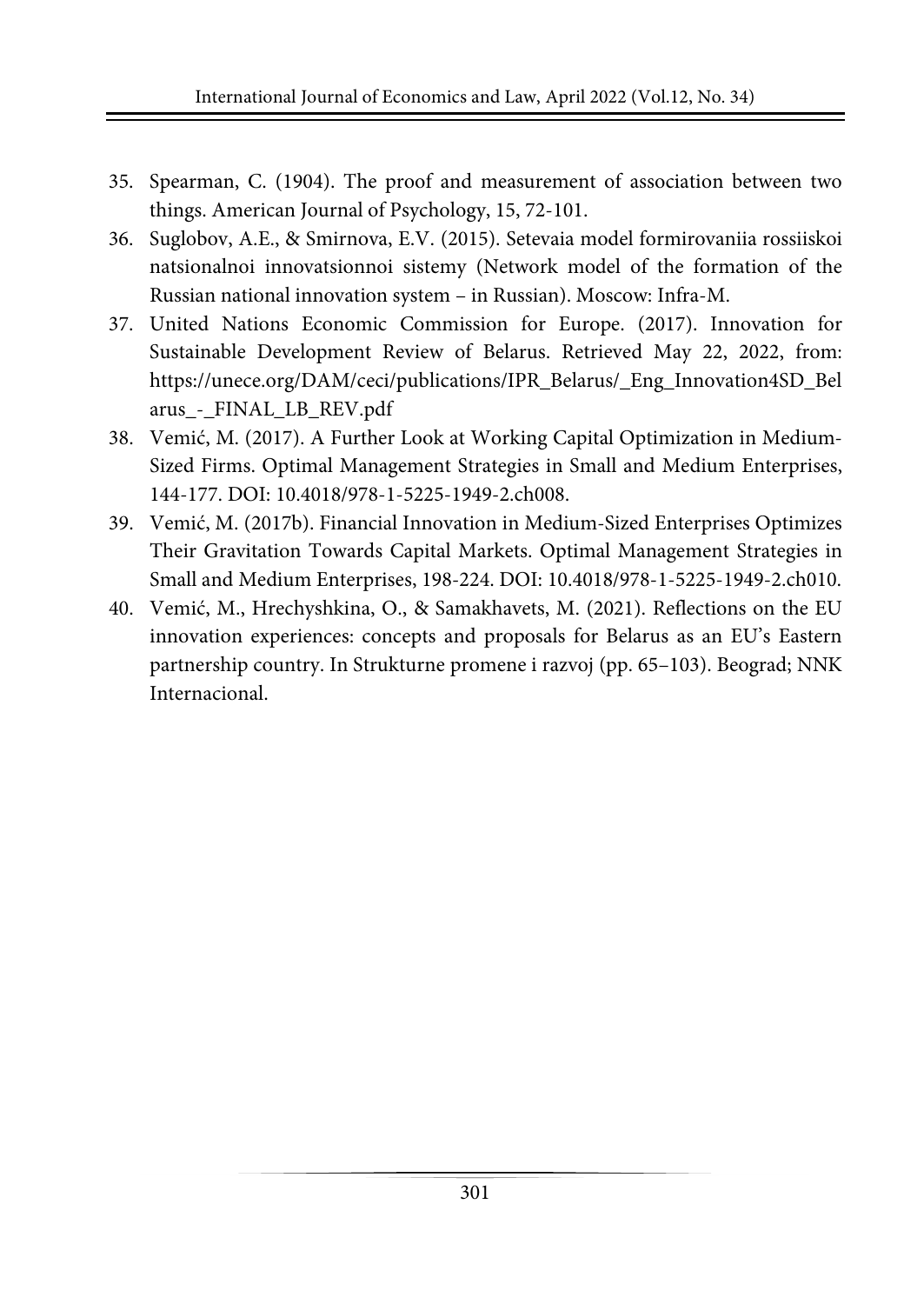35. Spearman, C. (1904). The proof and measurement of association between two things. American Journal of Psychology, 15, 72-101.
36. Suglobov, A.E., & Smirnova, E.V. (2015). Setevaia model formirovaniia rossiiskoi natsionalnoi innovatsionnoi sistemy (Network model of the formation of the Russian national innovation system – in Russian). Moscow: Infra-M.
37. United Nations Economic Commission for Europe. (2017). Innovation for Sustainable Development Review of Belarus. Retrieved May 22, 2022, from: https://unece.org/DAM/ceci/publications/IPR_Belarus/_Eng_Innovation4SD_Belarus_-_FINAL_LB_REV.pdf
38. Vemić, M. (2017). A Further Look at Working Capital Optimization in Medium-Sized Firms. Optimal Management Strategies in Small and Medium Enterprises, 144-177. DOI: 10.4018/978-1-5225-1949-2.ch008.
39. Vemić, M. (2017b). Financial Innovation in Medium-Sized Enterprises Optimizes Their Gravitation Towards Capital Markets. Optimal Management Strategies in Small and Medium Enterprises, 198-224. DOI: 10.4018/978-1-5225-1949-2.ch010.
40. Vemić, M., Hrechyshkina, O., & Samakhavets, M. (2021). Reflections on the EU innovation experiences: concepts and proposals for Belarus as an EU's Eastern partnership country. In Strukturne promene i razvoj (pp. 65–103). Beograd; NNK Internacional.